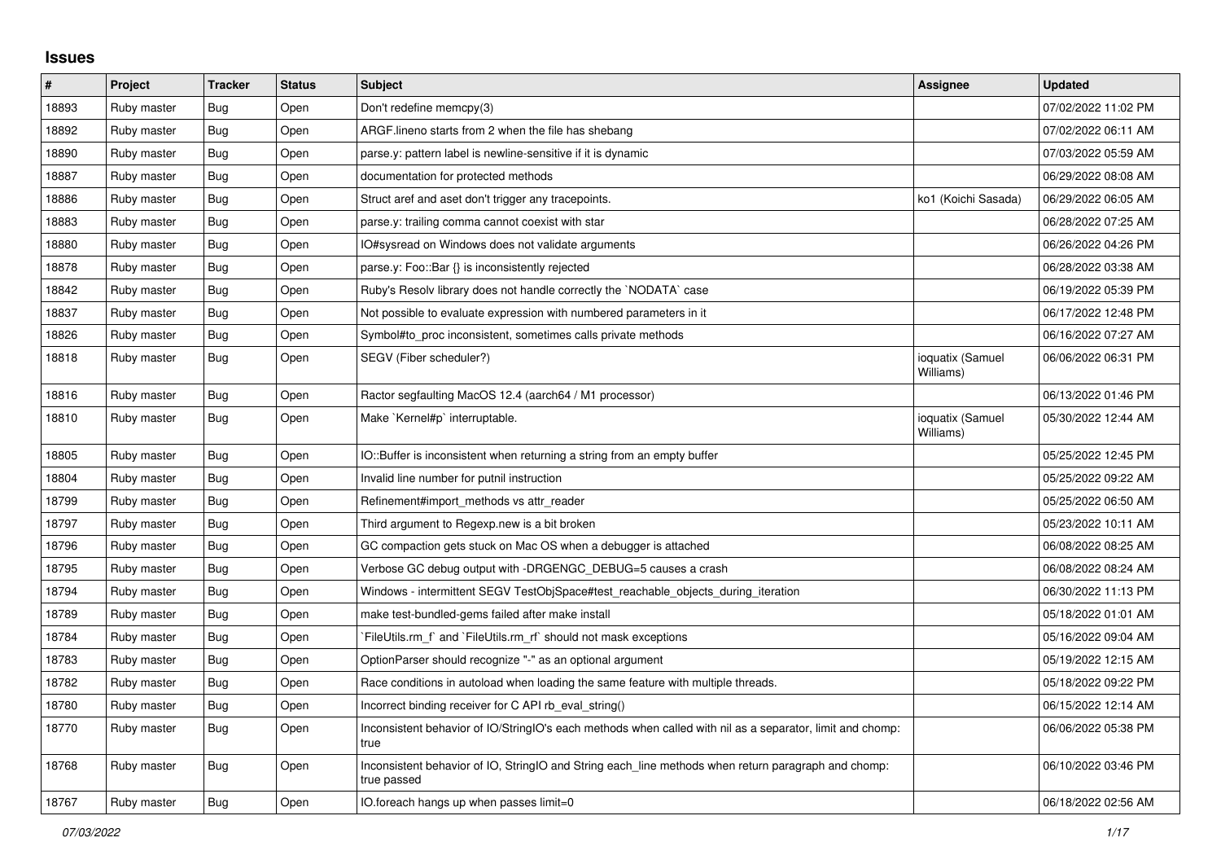## Issues

| # | Project | Tracker | Status | Subject | Assignee | Updated |
|---|---|---|---|---|---|---|
| 18893 | Ruby master | Bug | Open | Don't redefine memcpy(3) | | 07/02/2022 11:02 PM |
| 18892 | Ruby master | Bug | Open | ARGF.lineno starts from 2 when the file has shebang | | 07/02/2022 06:11 AM |
| 18890 | Ruby master | Bug | Open | parse.y: pattern label is newline-sensitive if it is dynamic | | 07/03/2022 05:59 AM |
| 18887 | Ruby master | Bug | Open | documentation for protected methods | | 06/29/2022 08:08 AM |
| 18886 | Ruby master | Bug | Open | Struct aref and aset don't trigger any tracepoints. | ko1 (Koichi Sasada) | 06/29/2022 06:05 AM |
| 18883 | Ruby master | Bug | Open | parse.y: trailing comma cannot coexist with star | | 06/28/2022 07:25 AM |
| 18880 | Ruby master | Bug | Open | IO#sysread on Windows does not validate arguments | | 06/26/2022 04:26 PM |
| 18878 | Ruby master | Bug | Open | parse.y: Foo::Bar {} is inconsistently rejected | | 06/28/2022 03:38 AM |
| 18842 | Ruby master | Bug | Open | Ruby's Resolv library does not handle correctly the `NODATA` case | | 06/19/2022 05:39 PM |
| 18837 | Ruby master | Bug | Open | Not possible to evaluate expression with numbered parameters in it | | 06/17/2022 12:48 PM |
| 18826 | Ruby master | Bug | Open | Symbol#to_proc inconsistent, sometimes calls private methods | | 06/16/2022 07:27 AM |
| 18818 | Ruby master | Bug | Open | SEGV (Fiber scheduler?) | ioquatix (Samuel Williams) | 06/06/2022 06:31 PM |
| 18816 | Ruby master | Bug | Open | Ractor segfaulting MacOS 12.4 (aarch64 / M1 processor) | | 06/13/2022 01:46 PM |
| 18810 | Ruby master | Bug | Open | Make `Kernel#p` interruptable. | ioquatix (Samuel Williams) | 05/30/2022 12:44 AM |
| 18805 | Ruby master | Bug | Open | IO::Buffer is inconsistent when returning a string from an empty buffer | | 05/25/2022 12:45 PM |
| 18804 | Ruby master | Bug | Open | Invalid line number for putnil instruction | | 05/25/2022 09:22 AM |
| 18799 | Ruby master | Bug | Open | Refinement#import_methods vs attr_reader | | 05/25/2022 06:50 AM |
| 18797 | Ruby master | Bug | Open | Third argument to Regexp.new is a bit broken | | 05/23/2022 10:11 AM |
| 18796 | Ruby master | Bug | Open | GC compaction gets stuck on Mac OS when a debugger is attached | | 06/08/2022 08:25 AM |
| 18795 | Ruby master | Bug | Open | Verbose GC debug output with -DRGENGC_DEBUG=5 causes a crash | | 06/08/2022 08:24 AM |
| 18794 | Ruby master | Bug | Open | Windows - intermittent SEGV TestObjSpace#test_reachable_objects_during_iteration | | 06/30/2022 11:13 PM |
| 18789 | Ruby master | Bug | Open | make test-bundled-gems failed after make install | | 05/18/2022 01:01 AM |
| 18784 | Ruby master | Bug | Open | `FileUtils.rm_f` and `FileUtils.rm_rf` should not mask exceptions | | 05/16/2022 09:04 AM |
| 18783 | Ruby master | Bug | Open | OptionParser should recognize "-" as an optional argument | | 05/19/2022 12:15 AM |
| 18782 | Ruby master | Bug | Open | Race conditions in autoload when loading the same feature with multiple threads. | | 05/18/2022 09:22 PM |
| 18780 | Ruby master | Bug | Open | Incorrect binding receiver for C API rb_eval_string() | | 06/15/2022 12:14 AM |
| 18770 | Ruby master | Bug | Open | Inconsistent behavior of IO/StringIO's each methods when called with nil as a separator, limit and chomp: true | | 06/06/2022 05:38 PM |
| 18768 | Ruby master | Bug | Open | Inconsistent behavior of IO, StringIO and String each_line methods when return paragraph and chomp: true passed | | 06/10/2022 03:46 PM |
| 18767 | Ruby master | Bug | Open | IO.foreach hangs up when passes limit=0 | | 06/18/2022 02:56 AM |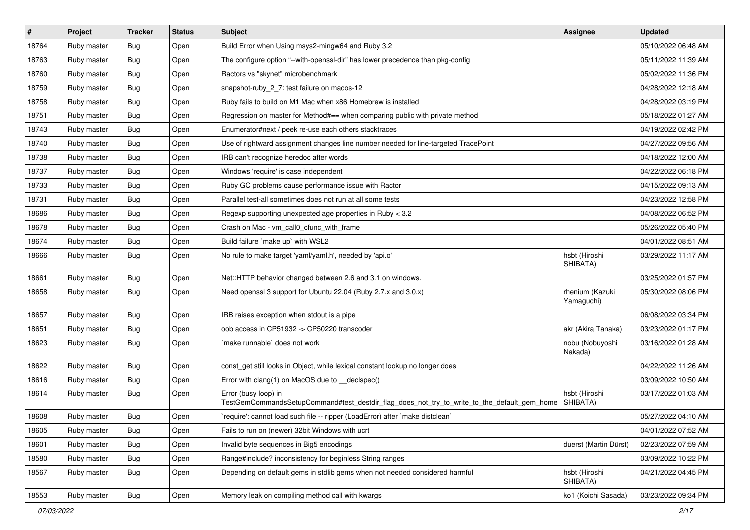| # | Project | Tracker | Status | Subject | Assignee | Updated |
|---|---|---|---|---|---|---|
| 18764 | Ruby master | Bug | Open | Build Error when Using msys2-mingw64 and Ruby 3.2 | | 05/10/2022 06:48 AM |
| 18763 | Ruby master | Bug | Open | The configure option "--with-openssl-dir" has lower precedence than pkg-config | | 05/11/2022 11:39 AM |
| 18760 | Ruby master | Bug | Open | Ractors vs "skynet" microbenchmark | | 05/02/2022 11:36 PM |
| 18759 | Ruby master | Bug | Open | snapshot-ruby_2_7: test failure on macos-12 | | 04/28/2022 12:18 AM |
| 18758 | Ruby master | Bug | Open | Ruby fails to build on M1 Mac when x86 Homebrew is installed | | 04/28/2022 03:19 PM |
| 18751 | Ruby master | Bug | Open | Regression on master for Method#== when comparing public with private method | | 05/18/2022 01:27 AM |
| 18743 | Ruby master | Bug | Open | Enumerator#next / peek re-use each others stacktraces | | 04/19/2022 02:42 PM |
| 18740 | Ruby master | Bug | Open | Use of rightward assignment changes line number needed for line-targeted TracePoint | | 04/27/2022 09:56 AM |
| 18738 | Ruby master | Bug | Open | IRB can't recognize heredoc after words | | 04/18/2022 12:00 AM |
| 18737 | Ruby master | Bug | Open | Windows 'require' is case independent | | 04/22/2022 06:18 PM |
| 18733 | Ruby master | Bug | Open | Ruby GC problems cause performance issue with Ractor | | 04/15/2022 09:13 AM |
| 18731 | Ruby master | Bug | Open | Parallel test-all sometimes does not run at all some tests | | 04/23/2022 12:58 PM |
| 18686 | Ruby master | Bug | Open | Regexp supporting unexpected age properties in Ruby < 3.2 | | 04/08/2022 06:52 PM |
| 18678 | Ruby master | Bug | Open | Crash on Mac - vm_call0_cfunc_with_frame | | 05/26/2022 05:40 PM |
| 18674 | Ruby master | Bug | Open | Build failure `make up` with WSL2 | | 04/01/2022 08:51 AM |
| 18666 | Ruby master | Bug | Open | No rule to make target 'yaml/yaml.h', needed by 'api.o' | hsbt (Hiroshi SHIBATA) | 03/29/2022 11:17 AM |
| 18661 | Ruby master | Bug | Open | Net::HTTP behavior changed between 2.6 and 3.1 on windows. | | 03/25/2022 01:57 PM |
| 18658 | Ruby master | Bug | Open | Need openssl 3 support for Ubuntu 22.04 (Ruby 2.7.x and 3.0.x) | rhenium (Kazuki Yamaguchi) | 05/30/2022 08:06 PM |
| 18657 | Ruby master | Bug | Open | IRB raises exception when stdout is a pipe | | 06/08/2022 03:34 PM |
| 18651 | Ruby master | Bug | Open | oob access in CP51932 -> CP50220 transcoder | akr (Akira Tanaka) | 03/23/2022 01:17 PM |
| 18623 | Ruby master | Bug | Open | `make runnable` does not work | nobu (Nobuyoshi Nakada) | 03/16/2022 01:28 AM |
| 18622 | Ruby master | Bug | Open | const_get still looks in Object, while lexical constant lookup no longer does | | 04/22/2022 11:26 AM |
| 18616 | Ruby master | Bug | Open | Error with clang(1) on MacOS due to __declspec() | | 03/09/2022 10:50 AM |
| 18614 | Ruby master | Bug | Open | Error (busy loop) in TestGemCommandsSetupCommand#test_destdir_flag_does_not_try_to_write_to_the_default_gem_home | hsbt (Hiroshi SHIBATA) | 03/17/2022 01:03 AM |
| 18608 | Ruby master | Bug | Open | `require': cannot load such file -- ripper (LoadError) after `make distclean` | | 05/27/2022 04:10 AM |
| 18605 | Ruby master | Bug | Open | Fails to run on (newer) 32bit Windows with ucrt | | 04/01/2022 07:52 AM |
| 18601 | Ruby master | Bug | Open | Invalid byte sequences in Big5 encodings | duerst (Martin Dürst) | 02/23/2022 07:59 AM |
| 18580 | Ruby master | Bug | Open | Range#include? inconsistency for beginless String ranges | | 03/09/2022 10:22 PM |
| 18567 | Ruby master | Bug | Open | Depending on default gems in stdlib gems when not needed considered harmful | hsbt (Hiroshi SHIBATA) | 04/21/2022 04:45 PM |
| 18553 | Ruby master | Bug | Open | Memory leak on compiling method call with kwargs | ko1 (Koichi Sasada) | 03/23/2022 09:34 PM |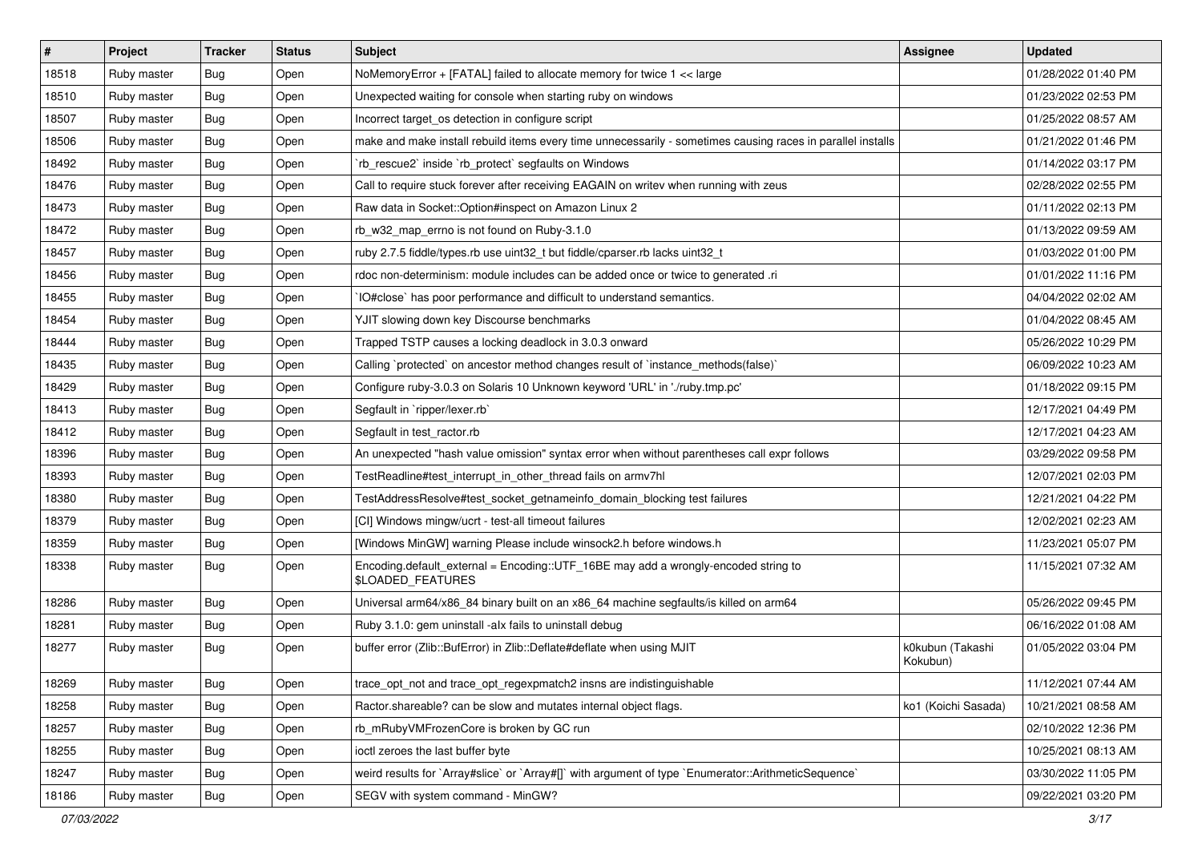| # | Project | Tracker | Status | Subject | Assignee | Updated |
|---|---|---|---|---|---|---|
| 18518 | Ruby master | Bug | Open | NoMemoryError + [FATAL] failed to allocate memory for twice 1 << large | | 01/28/2022 01:40 PM |
| 18510 | Ruby master | Bug | Open | Unexpected waiting for console when starting ruby on windows | | 01/23/2022 02:53 PM |
| 18507 | Ruby master | Bug | Open | Incorrect target_os detection in configure script | | 01/25/2022 08:57 AM |
| 18506 | Ruby master | Bug | Open | make and make install rebuild items every time unnecessarily - sometimes causing races in parallel installs | | 01/21/2022 01:46 PM |
| 18492 | Ruby master | Bug | Open | `rb_rescue2` inside `rb_protect` segfaults on Windows | | 01/14/2022 03:17 PM |
| 18476 | Ruby master | Bug | Open | Call to require stuck forever after receiving EAGAIN on writev when running with zeus | | 02/28/2022 02:55 PM |
| 18473 | Ruby master | Bug | Open | Raw data in Socket::Option#inspect on Amazon Linux 2 | | 01/11/2022 02:13 PM |
| 18472 | Ruby master | Bug | Open | rb_w32_map_errno is not found on Ruby-3.1.0 | | 01/13/2022 09:59 AM |
| 18457 | Ruby master | Bug | Open | ruby 2.7.5 fiddle/types.rb use uint32_t but fiddle/cparser.rb lacks uint32_t | | 01/03/2022 01:00 PM |
| 18456 | Ruby master | Bug | Open | rdoc non-determinism: module includes can be added once or twice to generated .ri | | 01/01/2022 11:16 PM |
| 18455 | Ruby master | Bug | Open | `IO#close` has poor performance and difficult to understand semantics. | | 04/04/2022 02:02 AM |
| 18454 | Ruby master | Bug | Open | YJIT slowing down key Discourse benchmarks | | 01/04/2022 08:45 AM |
| 18444 | Ruby master | Bug | Open | Trapped TSTP causes a locking deadlock in 3.0.3 onward | | 05/26/2022 10:29 PM |
| 18435 | Ruby master | Bug | Open | Calling `protected` on ancestor method changes result of `instance_methods(false)` | | 06/09/2022 10:23 AM |
| 18429 | Ruby master | Bug | Open | Configure ruby-3.0.3 on Solaris 10 Unknown keyword 'URL' in './ruby.tmp.pc' | | 01/18/2022 09:15 PM |
| 18413 | Ruby master | Bug | Open | Segfault in `ripper/lexer.rb` | | 12/17/2021 04:49 PM |
| 18412 | Ruby master | Bug | Open | Segfault in test_ractor.rb | | 12/17/2021 04:23 AM |
| 18396 | Ruby master | Bug | Open | An unexpected "hash value omission" syntax error when without parentheses call expr follows | | 03/29/2022 09:58 PM |
| 18393 | Ruby master | Bug | Open | TestReadline#test_interrupt_in_other_thread fails on armv7hl | | 12/07/2021 02:03 PM |
| 18380 | Ruby master | Bug | Open | TestAddressResolve#test_socket_getnameinfo_domain_blocking test failures | | 12/21/2021 04:22 PM |
| 18379 | Ruby master | Bug | Open | [CI] Windows mingw/ucrt - test-all timeout failures | | 12/02/2021 02:23 AM |
| 18359 | Ruby master | Bug | Open | [Windows MinGW] warning Please include winsock2.h before windows.h | | 11/23/2021 05:07 PM |
| 18338 | Ruby master | Bug | Open | Encoding.default_external = Encoding::UTF_16BE may add a wrongly-encoded string to $LOADED_FEATURES | | 11/15/2021 07:32 AM |
| 18286 | Ruby master | Bug | Open | Universal arm64/x86_84 binary built on an x86_64 machine segfaults/is killed on arm64 | | 05/26/2022 09:45 PM |
| 18281 | Ruby master | Bug | Open | Ruby 3.1.0: gem uninstall -alx fails to uninstall debug | | 06/16/2022 01:08 AM |
| 18277 | Ruby master | Bug | Open | buffer error (Zlib::BufError) in Zlib::Deflate#deflate when using MJIT | k0kubun (Takashi Kokubun) | 01/05/2022 03:04 PM |
| 18269 | Ruby master | Bug | Open | trace_opt_not and trace_opt_regexpmatch2 insns are indistinguishable | | 11/12/2021 07:44 AM |
| 18258 | Ruby master | Bug | Open | Ractor.shareable? can be slow and mutates internal object flags. | ko1 (Koichi Sasada) | 10/21/2021 08:58 AM |
| 18257 | Ruby master | Bug | Open | rb_mRubyVMFrozenCore is broken by GC run | | 02/10/2022 12:36 PM |
| 18255 | Ruby master | Bug | Open | ioctl zeroes the last buffer byte | | 10/25/2021 08:13 AM |
| 18247 | Ruby master | Bug | Open | weird results for `Array#slice` or `Array#[]` with argument of type `Enumerator::ArithmeticSequence` | | 03/30/2022 11:05 PM |
| 18186 | Ruby master | Bug | Open | SEGV with system command - MinGW? | | 09/22/2021 03:20 PM |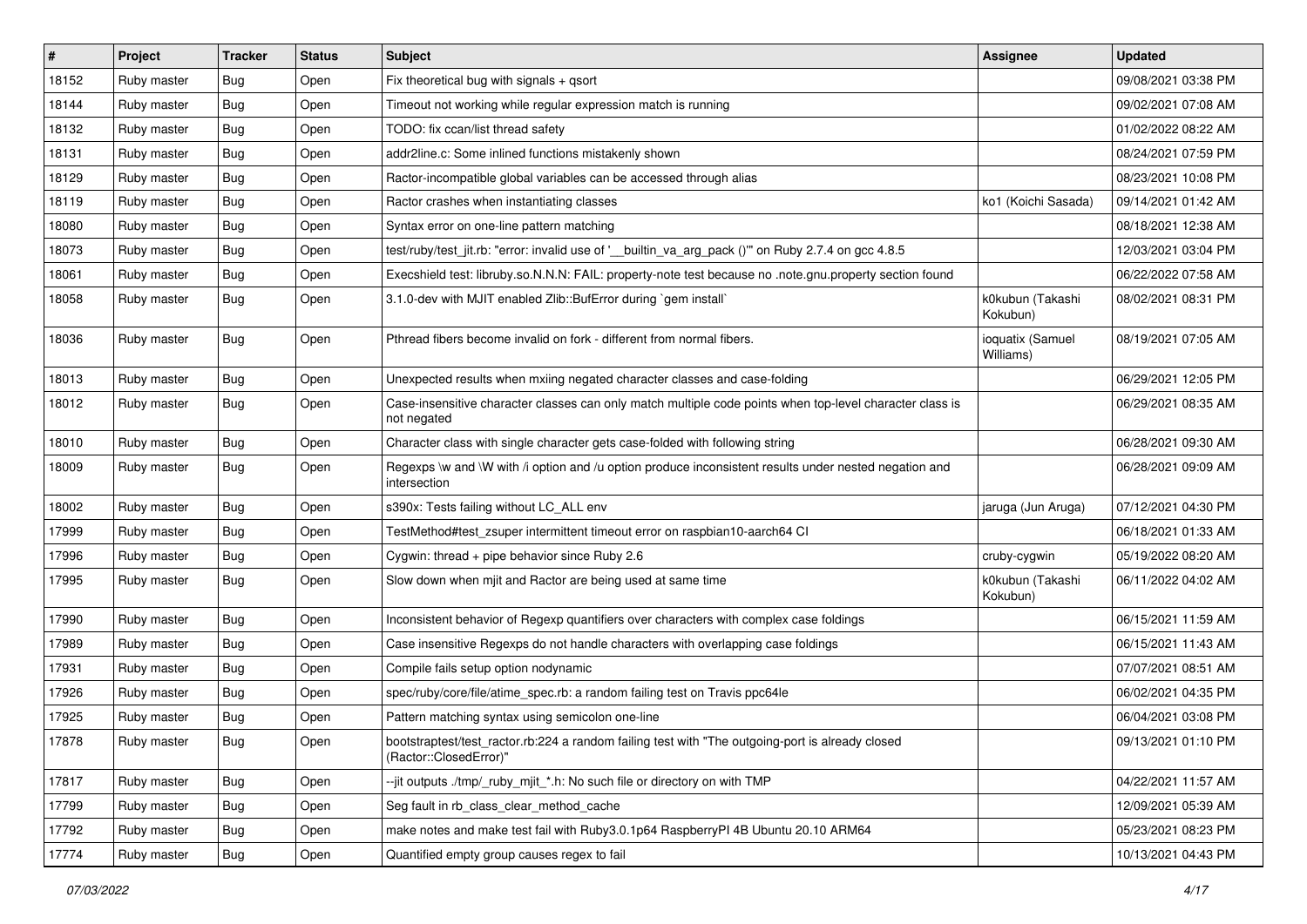| # | Project | Tracker | Status | Subject | Assignee | Updated |
|---|---|---|---|---|---|---|
| 18152 | Ruby master | Bug | Open | Fix theoretical bug with signals + qsort | | 09/08/2021 03:38 PM |
| 18144 | Ruby master | Bug | Open | Timeout not working while regular expression match is running | | 09/02/2021 07:08 AM |
| 18132 | Ruby master | Bug | Open | TODO: fix ccan/list thread safety | | 01/02/2022 08:22 AM |
| 18131 | Ruby master | Bug | Open | addr2line.c: Some inlined functions mistakenly shown | | 08/24/2021 07:59 PM |
| 18129 | Ruby master | Bug | Open | Ractor-incompatible global variables can be accessed through alias | | 08/23/2021 10:08 PM |
| 18119 | Ruby master | Bug | Open | Ractor crashes when instantiating classes | ko1 (Koichi Sasada) | 09/14/2021 01:42 AM |
| 18080 | Ruby master | Bug | Open | Syntax error on one-line pattern matching | | 08/18/2021 12:38 AM |
| 18073 | Ruby master | Bug | Open | test/ruby/test_jit.rb: "error: invalid use of '__builtin_va_arg_pack ()'" on Ruby 2.7.4 on gcc 4.8.5 | | 12/03/2021 03:04 PM |
| 18061 | Ruby master | Bug | Open | Execshield test: libruby.so.N.N.N: FAIL: property-note test because no .note.gnu.property section found | | 06/22/2022 07:58 AM |
| 18058 | Ruby master | Bug | Open | 3.1.0-dev with MJIT enabled Zlib::BufError during `gem install` | k0kubun (Takashi Kokubun) | 08/02/2021 08:31 PM |
| 18036 | Ruby master | Bug | Open | Pthread fibers become invalid on fork - different from normal fibers. | ioquatix (Samuel Williams) | 08/19/2021 07:05 AM |
| 18013 | Ruby master | Bug | Open | Unexpected results when mxiing negated character classes and case-folding | | 06/29/2021 12:05 PM |
| 18012 | Ruby master | Bug | Open | Case-insensitive character classes can only match multiple code points when top-level character class is not negated | | 06/29/2021 08:35 AM |
| 18010 | Ruby master | Bug | Open | Character class with single character gets case-folded with following string | | 06/28/2021 09:30 AM |
| 18009 | Ruby master | Bug | Open | Regexps \w and \W with /i option and /u option produce inconsistent results under nested negation and intersection | | 06/28/2021 09:09 AM |
| 18002 | Ruby master | Bug | Open | s390x: Tests failing without LC_ALL env | jaruga (Jun Aruga) | 07/12/2021 04:30 PM |
| 17999 | Ruby master | Bug | Open | TestMethod#test_zsuper intermittent timeout error on raspbian10-aarch64 CI | | 06/18/2021 01:33 AM |
| 17996 | Ruby master | Bug | Open | Cygwin: thread + pipe behavior since Ruby 2.6 | cruby-cygwin | 05/19/2022 08:20 AM |
| 17995 | Ruby master | Bug | Open | Slow down when mjit and Ractor are being used at same time | k0kubun (Takashi Kokubun) | 06/11/2022 04:02 AM |
| 17990 | Ruby master | Bug | Open | Inconsistent behavior of Regexp quantifiers over characters with complex case foldings | | 06/15/2021 11:59 AM |
| 17989 | Ruby master | Bug | Open | Case insensitive Regexps do not handle characters with overlapping case foldings | | 06/15/2021 11:43 AM |
| 17931 | Ruby master | Bug | Open | Compile fails setup option nodynamic | | 07/07/2021 08:51 AM |
| 17926 | Ruby master | Bug | Open | spec/ruby/core/file/atime_spec.rb: a random failing test on Travis ppc64le | | 06/02/2021 04:35 PM |
| 17925 | Ruby master | Bug | Open | Pattern matching syntax using semicolon one-line | | 06/04/2021 03:08 PM |
| 17878 | Ruby master | Bug | Open | bootstraptest/test_ractor.rb:224 a random failing test with "The outgoing-port is already closed (Ractor::ClosedError)" | | 09/13/2021 01:10 PM |
| 17817 | Ruby master | Bug | Open | --jit outputs ./tmp/_ruby_mjit_*.h: No such file or directory on with TMP | | 04/22/2021 11:57 AM |
| 17799 | Ruby master | Bug | Open | Seg fault in rb_class_clear_method_cache | | 12/09/2021 05:39 AM |
| 17792 | Ruby master | Bug | Open | make notes and make test fail with Ruby3.0.1p64 RaspberryPI 4B Ubuntu 20.10 ARM64 | | 05/23/2021 08:23 PM |
| 17774 | Ruby master | Bug | Open | Quantified empty group causes regex to fail | | 10/13/2021 04:43 PM |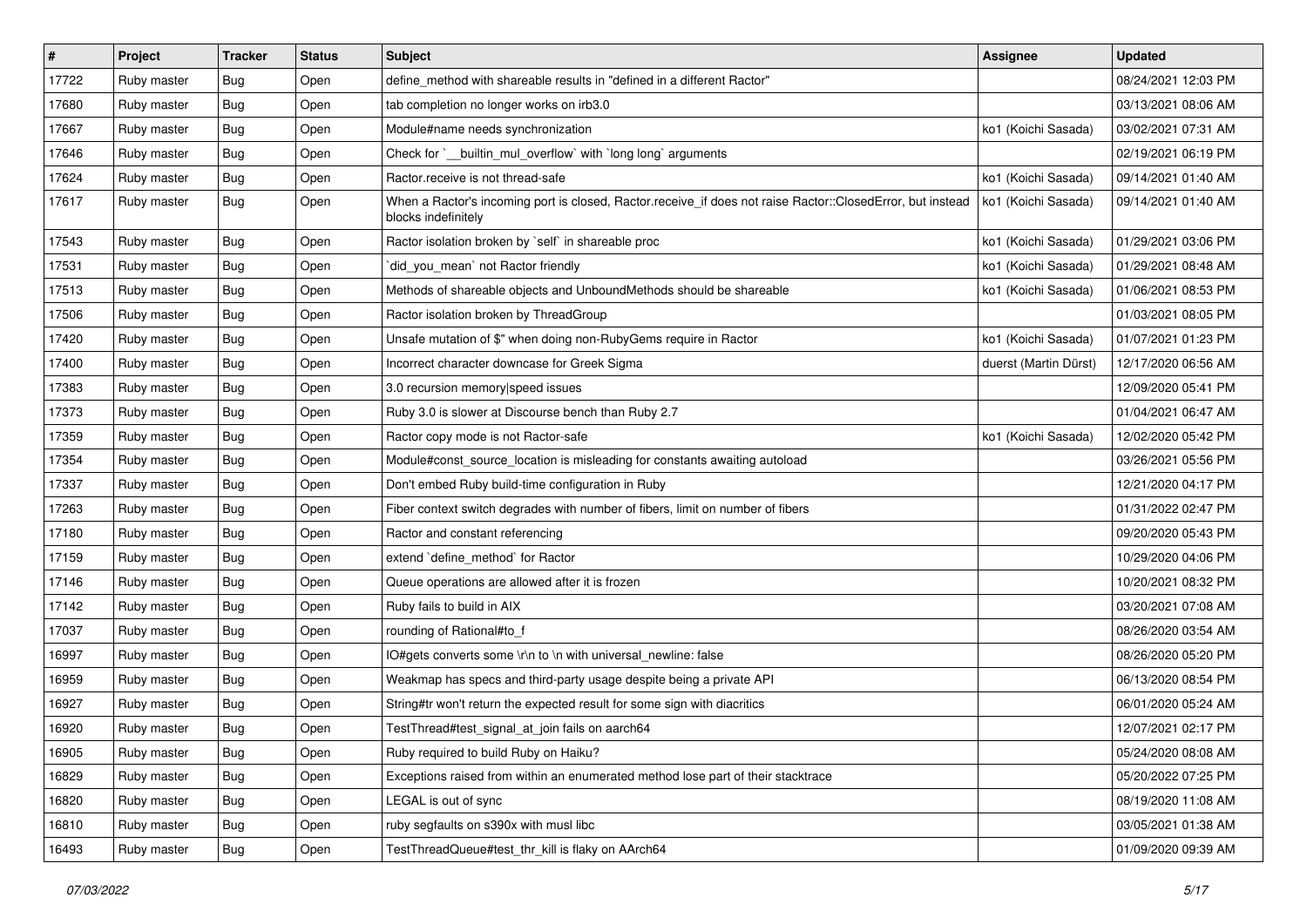| # | Project | Tracker | Status | Subject | Assignee | Updated |
|---|---|---|---|---|---|---|
| 17722 | Ruby master | Bug | Open | define_method with shareable results in "defined in a different Ractor" | | 08/24/2021 12:03 PM |
| 17680 | Ruby master | Bug | Open | tab completion no longer works on irb3.0 | | 03/13/2021 08:06 AM |
| 17667 | Ruby master | Bug | Open | Module#name needs synchronization | ko1 (Koichi Sasada) | 03/02/2021 07:31 AM |
| 17646 | Ruby master | Bug | Open | Check for `__builtin_mul_overflow` with `long long` arguments | | 02/19/2021 06:19 PM |
| 17624 | Ruby master | Bug | Open | Ractor.receive is not thread-safe | ko1 (Koichi Sasada) | 09/14/2021 01:40 AM |
| 17617 | Ruby master | Bug | Open | When a Ractor's incoming port is closed, Ractor.receive_if does not raise Ractor::ClosedError, but instead blocks indefinitely | ko1 (Koichi Sasada) | 09/14/2021 01:40 AM |
| 17543 | Ruby master | Bug | Open | Ractor isolation broken by `self` in shareable proc | ko1 (Koichi Sasada) | 01/29/2021 03:06 PM |
| 17531 | Ruby master | Bug | Open | `did_you_mean` not Ractor friendly | ko1 (Koichi Sasada) | 01/29/2021 08:48 AM |
| 17513 | Ruby master | Bug | Open | Methods of shareable objects and UnboundMethods should be shareable | ko1 (Koichi Sasada) | 01/06/2021 08:53 PM |
| 17506 | Ruby master | Bug | Open | Ractor isolation broken by ThreadGroup | | 01/03/2021 08:05 PM |
| 17420 | Ruby master | Bug | Open | Unsafe mutation of $" when doing non-RubyGems require in Ractor | ko1 (Koichi Sasada) | 01/07/2021 01:23 PM |
| 17400 | Ruby master | Bug | Open | Incorrect character downcase for Greek Sigma | duerst (Martin Dürst) | 12/17/2020 06:56 AM |
| 17383 | Ruby master | Bug | Open | 3.0 recursion memory\|speed issues | | 12/09/2020 05:41 PM |
| 17373 | Ruby master | Bug | Open | Ruby 3.0 is slower at Discourse bench than Ruby 2.7 | | 01/04/2021 06:47 AM |
| 17359 | Ruby master | Bug | Open | Ractor copy mode is not Ractor-safe | ko1 (Koichi Sasada) | 12/02/2020 05:42 PM |
| 17354 | Ruby master | Bug | Open | Module#const_source_location is misleading for constants awaiting autoload | | 03/26/2021 05:56 PM |
| 17337 | Ruby master | Bug | Open | Don't embed Ruby build-time configuration in Ruby | | 12/21/2020 04:17 PM |
| 17263 | Ruby master | Bug | Open | Fiber context switch degrades with number of fibers, limit on number of fibers | | 01/31/2022 02:47 PM |
| 17180 | Ruby master | Bug | Open | Ractor and constant referencing | | 09/20/2020 05:43 PM |
| 17159 | Ruby master | Bug | Open | extend `define_method` for Ractor | | 10/29/2020 04:06 PM |
| 17146 | Ruby master | Bug | Open | Queue operations are allowed after it is frozen | | 10/20/2021 08:32 PM |
| 17142 | Ruby master | Bug | Open | Ruby fails to build in AIX | | 03/20/2021 07:08 AM |
| 17037 | Ruby master | Bug | Open | rounding of Rational#to_f | | 08/26/2020 03:54 AM |
| 16997 | Ruby master | Bug | Open | IO#gets converts some \r\n to \n with universal_newline: false | | 08/26/2020 05:20 PM |
| 16959 | Ruby master | Bug | Open | Weakmap has specs and third-party usage despite being a private API | | 06/13/2020 08:54 PM |
| 16927 | Ruby master | Bug | Open | String#tr won't return the expected result for some sign with diacritics | | 06/01/2020 05:24 AM |
| 16920 | Ruby master | Bug | Open | TestThread#test_signal_at_join fails on aarch64 | | 12/07/2021 02:17 PM |
| 16905 | Ruby master | Bug | Open | Ruby required to build Ruby on Haiku? | | 05/24/2020 08:08 AM |
| 16829 | Ruby master | Bug | Open | Exceptions raised from within an enumerated method lose part of their stacktrace | | 05/20/2022 07:25 PM |
| 16820 | Ruby master | Bug | Open | LEGAL is out of sync | | 08/19/2020 11:08 AM |
| 16810 | Ruby master | Bug | Open | ruby segfaults on s390x with musl libc | | 03/05/2021 01:38 AM |
| 16493 | Ruby master | Bug | Open | TestThreadQueue#test_thr_kill is flaky on AArch64 | | 01/09/2020 09:39 AM |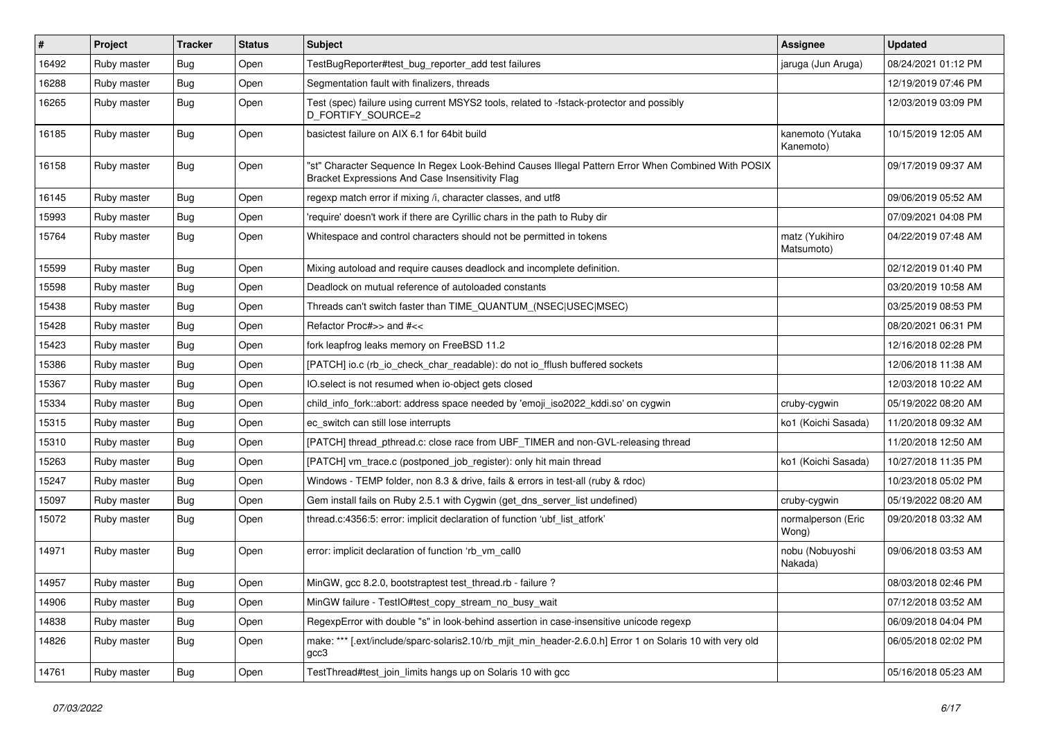| # | Project | Tracker | Status | Subject | Assignee | Updated |
|---|---|---|---|---|---|---|
| 16492 | Ruby master | Bug | Open | TestBugReporter#test_bug_reporter_add test failures | jaruga (Jun Aruga) | 08/24/2021 01:12 PM |
| 16288 | Ruby master | Bug | Open | Segmentation fault with finalizers, threads | | 12/19/2019 07:46 PM |
| 16265 | Ruby master | Bug | Open | Test (spec) failure using current MSYS2 tools, related to -fstack-protector and possibly D_FORTIFY_SOURCE=2 | | 12/03/2019 03:09 PM |
| 16185 | Ruby master | Bug | Open | basictest failure on AIX 6.1 for 64bit build | kanemoto (Yutaka Kanemoto) | 10/15/2019 12:05 AM |
| 16158 | Ruby master | Bug | Open | "st" Character Sequence In Regex Look-Behind Causes Illegal Pattern Error When Combined With POSIX Bracket Expressions And Case Insensitivity Flag | | 09/17/2019 09:37 AM |
| 16145 | Ruby master | Bug | Open | regexp match error if mixing /i, character classes, and utf8 | | 09/06/2019 05:52 AM |
| 15993 | Ruby master | Bug | Open | 'require' doesn't work if there are Cyrillic chars in the path to Ruby dir | | 07/09/2021 04:08 PM |
| 15764 | Ruby master | Bug | Open | Whitespace and control characters should not be permitted in tokens | matz (Yukihiro Matsumoto) | 04/22/2019 07:48 AM |
| 15599 | Ruby master | Bug | Open | Mixing autoload and require causes deadlock and incomplete definition. | | 02/12/2019 01:40 PM |
| 15598 | Ruby master | Bug | Open | Deadlock on mutual reference of autoloaded constants | | 03/20/2019 10:58 AM |
| 15438 | Ruby master | Bug | Open | Threads can't switch faster than TIME_QUANTUM_(NSEC\|USEC\|MSEC) | | 03/25/2019 08:53 PM |
| 15428 | Ruby master | Bug | Open | Refactor Proc#>> and #<< | | 08/20/2021 06:31 PM |
| 15423 | Ruby master | Bug | Open | fork leapfrog leaks memory on FreeBSD 11.2 | | 12/16/2018 02:28 PM |
| 15386 | Ruby master | Bug | Open | [PATCH] io.c (rb_io_check_char_readable): do not io_fflush buffered sockets | | 12/06/2018 11:38 AM |
| 15367 | Ruby master | Bug | Open | IO.select is not resumed when io-object gets closed | | 12/03/2018 10:22 AM |
| 15334 | Ruby master | Bug | Open | child_info_fork::abort: address space needed by 'emoji_iso2022_kddi.so' on cygwin | cruby-cygwin | 05/19/2022 08:20 AM |
| 15315 | Ruby master | Bug | Open | ec_switch can still lose interrupts | ko1 (Koichi Sasada) | 11/20/2018 09:32 AM |
| 15310 | Ruby master | Bug | Open | [PATCH] thread_pthread.c: close race from UBF_TIMER and non-GVL-releasing thread | | 11/20/2018 12:50 AM |
| 15263 | Ruby master | Bug | Open | [PATCH] vm_trace.c (postponed_job_register): only hit main thread | ko1 (Koichi Sasada) | 10/27/2018 11:35 PM |
| 15247 | Ruby master | Bug | Open | Windows - TEMP folder, non 8.3 & drive, fails & errors in test-all (ruby & rdoc) | | 10/23/2018 05:02 PM |
| 15097 | Ruby master | Bug | Open | Gem install fails on Ruby 2.5.1 with Cygwin (get_dns_server_list undefined) | cruby-cygwin | 05/19/2022 08:20 AM |
| 15072 | Ruby master | Bug | Open | thread.c:4356:5: error: implicit declaration of function 'ubf_list_atfork' | normalperson (Eric Wong) | 09/20/2018 03:32 AM |
| 14971 | Ruby master | Bug | Open | error: implicit declaration of function 'rb_vm_call0 | nobu (Nobuyoshi Nakada) | 09/06/2018 03:53 AM |
| 14957 | Ruby master | Bug | Open | MinGW, gcc 8.2.0, bootstraptest test_thread.rb - failure ? | | 08/03/2018 02:46 PM |
| 14906 | Ruby master | Bug | Open | MinGW failure - TestIO#test_copy_stream_no_busy_wait | | 07/12/2018 03:52 AM |
| 14838 | Ruby master | Bug | Open | RegexpError with double "s" in look-behind assertion in case-insensitive unicode regexp | | 06/09/2018 04:04 PM |
| 14826 | Ruby master | Bug | Open | make: *** [.ext/include/sparc-solaris2.10/rb_mjit_min_header-2.6.0.h] Error 1 on Solaris 10 with very old gcc3 | | 06/05/2018 02:02 PM |
| 14761 | Ruby master | Bug | Open | TestThread#test_join_limits hangs up on Solaris 10 with gcc | | 05/16/2018 05:23 AM |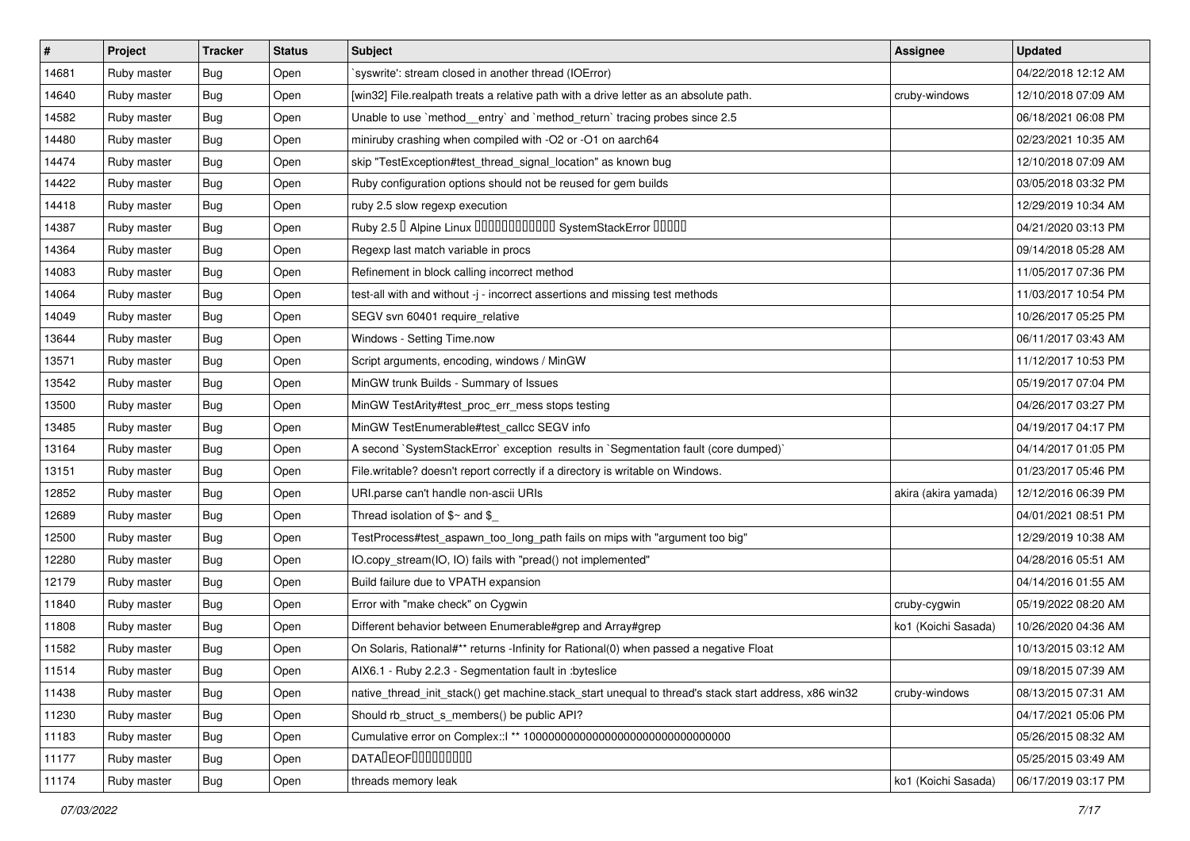| # | Project | Tracker | Status | Subject | Assignee | Updated |
| --- | --- | --- | --- | --- | --- | --- |
| 14681 | Ruby master | Bug | Open | `syswrite': stream closed in another thread (IOError) | | 04/22/2018 12:12 AM |
| 14640 | Ruby master | Bug | Open | [win32] File.realpath treats a relative path with a drive letter as an absolute path. | cruby-windows | 12/10/2018 07:09 AM |
| 14582 | Ruby master | Bug | Open | Unable to use `method__entry` and `method_return` tracing probes since 2.5 | | 06/18/2021 06:08 PM |
| 14480 | Ruby master | Bug | Open | miniruby crashing when compiled with -O2 or -O1 on aarch64 | | 02/23/2021 10:35 AM |
| 14474 | Ruby master | Bug | Open | skip "TestException#test_thread_signal_location" as known bug | | 12/10/2018 07:09 AM |
| 14422 | Ruby master | Bug | Open | Ruby configuration options should not be reused for gem builds | | 03/05/2018 03:32 PM |
| 14418 | Ruby master | Bug | Open | ruby 2.5 slow regexp execution | | 12/29/2019 10:34 AM |
| 14387 | Ruby master | Bug | Open | Ruby 2.5 � Alpine Linux ������������ SystemStackError ����� | | 04/21/2020 03:13 PM |
| 14364 | Ruby master | Bug | Open | Regexp last match variable in procs | | 09/14/2018 05:28 AM |
| 14083 | Ruby master | Bug | Open | Refinement in block calling incorrect method | | 11/05/2017 07:36 PM |
| 14064 | Ruby master | Bug | Open | test-all with and without -j - incorrect assertions and missing test methods | | 11/03/2017 10:54 PM |
| 14049 | Ruby master | Bug | Open | SEGV svn 60401 require_relative | | 10/26/2017 05:25 PM |
| 13644 | Ruby master | Bug | Open | Windows - Setting Time.now | | 06/11/2017 03:43 AM |
| 13571 | Ruby master | Bug | Open | Script arguments, encoding, windows / MinGW | | 11/12/2017 10:53 PM |
| 13542 | Ruby master | Bug | Open | MinGW trunk Builds - Summary of Issues | | 05/19/2017 07:04 PM |
| 13500 | Ruby master | Bug | Open | MinGW TestArity#test_proc_err_mess stops testing | | 04/26/2017 03:27 PM |
| 13485 | Ruby master | Bug | Open | MinGW TestEnumerable#test_callcc SEGV info | | 04/19/2017 04:17 PM |
| 13164 | Ruby master | Bug | Open | A second `SystemStackError` exception results in `Segmentation fault (core dumped)` | | 04/14/2017 01:05 PM |
| 13151 | Ruby master | Bug | Open | File.writable? doesn't report correctly if a directory is writable on Windows. | | 01/23/2017 05:46 PM |
| 12852 | Ruby master | Bug | Open | URI.parse can't handle non-ascii URIs | akira (akira yamada) | 12/12/2016 06:39 PM |
| 12689 | Ruby master | Bug | Open | Thread isolation of $~ and $_ | | 04/01/2021 08:51 PM |
| 12500 | Ruby master | Bug | Open | TestProcess#test_aspawn_too_long_path fails on mips with "argument too big" | | 12/29/2019 10:38 AM |
| 12280 | Ruby master | Bug | Open | IO.copy_stream(IO, IO) fails with "pread() not implemented" | | 04/28/2016 05:51 AM |
| 12179 | Ruby master | Bug | Open | Build failure due to VPATH expansion | | 04/14/2016 01:55 AM |
| 11840 | Ruby master | Bug | Open | Error with "make check" on Cygwin | cruby-cygwin | 05/19/2022 08:20 AM |
| 11808 | Ruby master | Bug | Open | Different behavior between Enumerable#grep and Array#grep | ko1 (Koichi Sasada) | 10/26/2020 04:36 AM |
| 11582 | Ruby master | Bug | Open | On Solaris, Rational#** returns -Infinity for Rational(0) when passed a negative Float | | 10/13/2015 03:12 AM |
| 11514 | Ruby master | Bug | Open | AIX6.1 - Ruby 2.2.3 - Segmentation fault in :byteslice | | 09/18/2015 07:39 AM |
| 11438 | Ruby master | Bug | Open | native_thread_init_stack() get machine.stack_start unequal to thread's stack start address, x86 win32 | cruby-windows | 08/13/2015 07:31 AM |
| 11230 | Ruby master | Bug | Open | Should rb_struct_s_members() be public API? | | 04/17/2021 05:06 PM |
| 11183 | Ruby master | Bug | Open | Cumulative error on Complex::I ** 100000000000000000000000000000000 | | 05/26/2015 08:32 AM |
| 11177 | Ruby master | Bug | Open | DATA�EOF��������� | | 05/25/2015 03:49 AM |
| 11174 | Ruby master | Bug | Open | threads memory leak | ko1 (Koichi Sasada) | 06/17/2019 03:17 PM |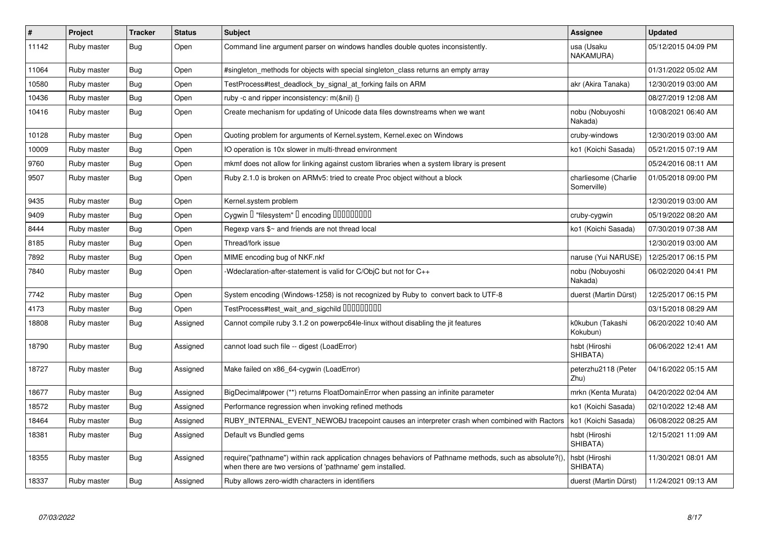| # | Project | Tracker | Status | Subject | Assignee | Updated |
| --- | --- | --- | --- | --- | --- | --- |
| 11142 | Ruby master | Bug | Open | Command line argument parser on windows handles double quotes inconsistently. | usa (Usaku NAKAMURA) | 05/12/2015 04:09 PM |
| 11064 | Ruby master | Bug | Open | #singleton_methods for objects with special singleton_class returns an empty array | | 01/31/2022 05:02 AM |
| 10580 | Ruby master | Bug | Open | TestProcess#test_deadlock_by_signal_at_forking fails on ARM | akr (Akira Tanaka) | 12/30/2019 03:00 AM |
| 10436 | Ruby master | Bug | Open | ruby -c and ripper inconsistency: m(&nil) {} | | 08/27/2019 12:08 AM |
| 10416 | Ruby master | Bug | Open | Create mechanism for updating of Unicode data files downstreams when we want | nobu (Nobuyoshi Nakada) | 10/08/2021 06:40 AM |
| 10128 | Ruby master | Bug | Open | Quoting problem for arguments of Kernel.system, Kernel.exec on Windows | cruby-windows | 12/30/2019 03:00 AM |
| 10009 | Ruby master | Bug | Open | IO operation is 10x slower in multi-thread environment | ko1 (Koichi Sasada) | 05/21/2015 07:19 AM |
| 9760 | Ruby master | Bug | Open | mkmf does not allow for linking against custom libraries when a system library is present | | 05/24/2016 08:11 AM |
| 9507 | Ruby master | Bug | Open | Ruby 2.1.0 is broken on ARMv5: tried to create Proc object without a block | charliesome (Charlie Somerville) | 01/05/2018 09:00 PM |
| 9435 | Ruby master | Bug | Open | Kernel.system problem | | 12/30/2019 03:00 AM |
| 9409 | Ruby master | Bug | Open | Cygwin � "filesystem" � encoding ��������� | cruby-cygwin | 05/19/2022 08:20 AM |
| 8444 | Ruby master | Bug | Open | Regexp vars $~ and friends are not thread local | ko1 (Koichi Sasada) | 07/30/2019 07:38 AM |
| 8185 | Ruby master | Bug | Open | Thread/fork issue | | 12/30/2019 03:00 AM |
| 7892 | Ruby master | Bug | Open | MIME encoding bug of NKF.nkf | naruse (Yui NARUSE) | 12/25/2017 06:15 PM |
| 7840 | Ruby master | Bug | Open | -Wdeclaration-after-statement is valid for C/ObjC but not for C++ | nobu (Nobuyoshi Nakada) | 06/02/2020 04:41 PM |
| 7742 | Ruby master | Bug | Open | System encoding (Windows-1258) is not recognized by Ruby to convert back to UTF-8 | duerst (Martin Dürst) | 12/25/2017 06:15 PM |
| 4173 | Ruby master | Bug | Open | TestProcess#test_wait_and_sigchild ��������� | | 03/15/2018 08:29 AM |
| 18808 | Ruby master | Bug | Assigned | Cannot compile ruby 3.1.2 on powerpc64le-linux without disabling the jit features | k0kubun (Takashi Kokubun) | 06/20/2022 10:40 AM |
| 18790 | Ruby master | Bug | Assigned | cannot load such file -- digest (LoadError) | hsbt (Hiroshi SHIBATA) | 06/06/2022 12:41 AM |
| 18727 | Ruby master | Bug | Assigned | Make failed on x86_64-cygwin (LoadError) | peterzhu2118 (Peter Zhu) | 04/16/2022 05:15 AM |
| 18677 | Ruby master | Bug | Assigned | BigDecimal#power (**) returns FloatDomainError when passing an infinite parameter | mrkn (Kenta Murata) | 04/20/2022 02:04 AM |
| 18572 | Ruby master | Bug | Assigned | Performance regression when invoking refined methods | ko1 (Koichi Sasada) | 02/10/2022 12:48 AM |
| 18464 | Ruby master | Bug | Assigned | RUBY_INTERNAL_EVENT_NEWOBJ tracepoint causes an interpreter crash when combined with Ractors | ko1 (Koichi Sasada) | 06/08/2022 08:25 AM |
| 18381 | Ruby master | Bug | Assigned | Default vs Bundled gems | hsbt (Hiroshi SHIBATA) | 12/15/2021 11:09 AM |
| 18355 | Ruby master | Bug | Assigned | require("pathname") within rack application chnages behaviors of Pathname methods, such as absolute?(), when there are two versions of 'pathname' gem installed. | hsbt (Hiroshi SHIBATA) | 11/30/2021 08:01 AM |
| 18337 | Ruby master | Bug | Assigned | Ruby allows zero-width characters in identifiers | duerst (Martin Dürst) | 11/24/2021 09:13 AM |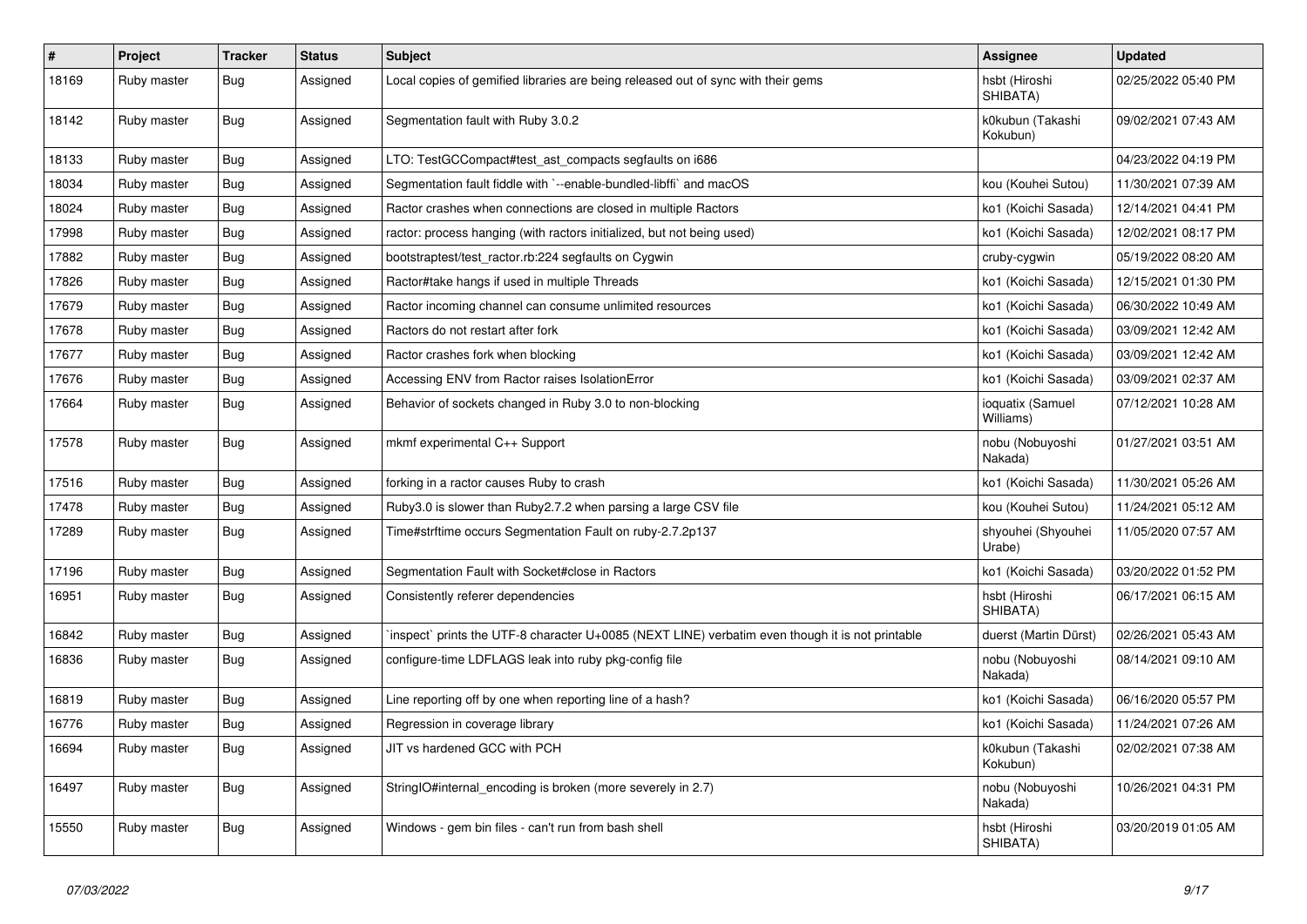| # | Project | Tracker | Status | Subject | Assignee | Updated |
|---|---|---|---|---|---|---|
| 18169 | Ruby master | Bug | Assigned | Local copies of gemified libraries are being released out of sync with their gems | hsbt (Hiroshi SHIBATA) | 02/25/2022 05:40 PM |
| 18142 | Ruby master | Bug | Assigned | Segmentation fault with Ruby 3.0.2 | k0kubun (Takashi Kokubun) | 09/02/2021 07:43 AM |
| 18133 | Ruby master | Bug | Assigned | LTO: TestGCCompact#test_ast_compacts segfaults on i686 | | 04/23/2022 04:19 PM |
| 18034 | Ruby master | Bug | Assigned | Segmentation fault fiddle with `--enable-bundled-libffi` and macOS | kou (Kouhei Sutou) | 11/30/2021 07:39 AM |
| 18024 | Ruby master | Bug | Assigned | Ractor crashes when connections are closed in multiple Ractors | ko1 (Koichi Sasada) | 12/14/2021 04:41 PM |
| 17998 | Ruby master | Bug | Assigned | ractor: process hanging (with ractors initialized, but not being used) | ko1 (Koichi Sasada) | 12/02/2021 08:17 PM |
| 17882 | Ruby master | Bug | Assigned | bootstraptest/test_ractor.rb:224 segfaults on Cygwin | cruby-cygwin | 05/19/2022 08:20 AM |
| 17826 | Ruby master | Bug | Assigned | Ractor#take hangs if used in multiple Threads | ko1 (Koichi Sasada) | 12/15/2021 01:30 PM |
| 17679 | Ruby master | Bug | Assigned | Ractor incoming channel can consume unlimited resources | ko1 (Koichi Sasada) | 06/30/2022 10:49 AM |
| 17678 | Ruby master | Bug | Assigned | Ractors do not restart after fork | ko1 (Koichi Sasada) | 03/09/2021 12:42 AM |
| 17677 | Ruby master | Bug | Assigned | Ractor crashes fork when blocking | ko1 (Koichi Sasada) | 03/09/2021 12:42 AM |
| 17676 | Ruby master | Bug | Assigned | Accessing ENV from Ractor raises IsolationError | ko1 (Koichi Sasada) | 03/09/2021 02:37 AM |
| 17664 | Ruby master | Bug | Assigned | Behavior of sockets changed in Ruby 3.0 to non-blocking | ioquatix (Samuel Williams) | 07/12/2021 10:28 AM |
| 17578 | Ruby master | Bug | Assigned | mkmf experimental C++ Support | nobu (Nobuyoshi Nakada) | 01/27/2021 03:51 AM |
| 17516 | Ruby master | Bug | Assigned | forking in a ractor causes Ruby to crash | ko1 (Koichi Sasada) | 11/30/2021 05:26 AM |
| 17478 | Ruby master | Bug | Assigned | Ruby3.0 is slower than Ruby2.7.2 when parsing a large CSV file | kou (Kouhei Sutou) | 11/24/2021 05:12 AM |
| 17289 | Ruby master | Bug | Assigned | Time#strftime occurs Segmentation Fault on ruby-2.7.2p137 | shyouhei (Shyouhei Urabe) | 11/05/2020 07:57 AM |
| 17196 | Ruby master | Bug | Assigned | Segmentation Fault with Socket#close in Ractors | ko1 (Koichi Sasada) | 03/20/2022 01:52 PM |
| 16951 | Ruby master | Bug | Assigned | Consistently referer dependencies | hsbt (Hiroshi SHIBATA) | 06/17/2021 06:15 AM |
| 16842 | Ruby master | Bug | Assigned | `inspect` prints the UTF-8 character U+0085 (NEXT LINE) verbatim even though it is not printable | duerst (Martin Dürst) | 02/26/2021 05:43 AM |
| 16836 | Ruby master | Bug | Assigned | configure-time LDFLAGS leak into ruby pkg-config file | nobu (Nobuyoshi Nakada) | 08/14/2021 09:10 AM |
| 16819 | Ruby master | Bug | Assigned | Line reporting off by one when reporting line of a hash? | ko1 (Koichi Sasada) | 06/16/2020 05:57 PM |
| 16776 | Ruby master | Bug | Assigned | Regression in coverage library | ko1 (Koichi Sasada) | 11/24/2021 07:26 AM |
| 16694 | Ruby master | Bug | Assigned | JIT vs hardened GCC with PCH | k0kubun (Takashi Kokubun) | 02/02/2021 07:38 AM |
| 16497 | Ruby master | Bug | Assigned | StringIO#internal_encoding is broken (more severely in 2.7) | nobu (Nobuyoshi Nakada) | 10/26/2021 04:31 PM |
| 15550 | Ruby master | Bug | Assigned | Windows - gem bin files - can't run from bash shell | hsbt (Hiroshi SHIBATA) | 03/20/2019 01:05 AM |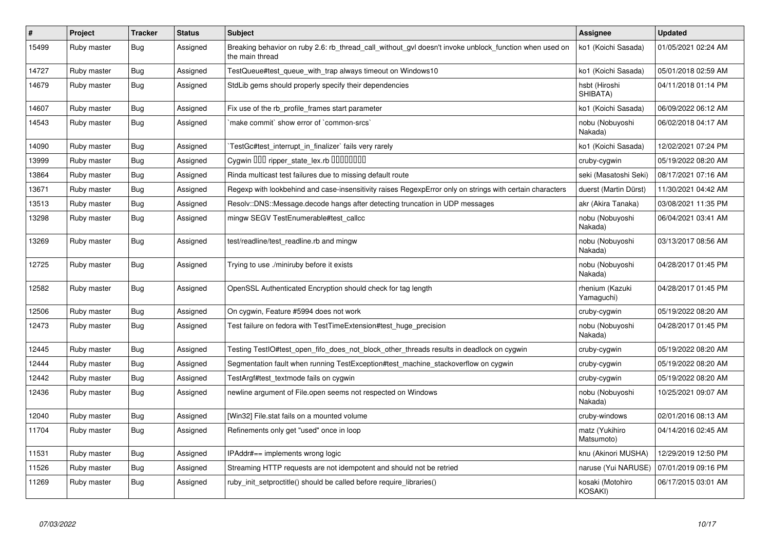| # | Project | Tracker | Status | Subject | Assignee | Updated |
|---|---|---|---|---|---|---|
| 15499 | Ruby master | Bug | Assigned | Breaking behavior on ruby 2.6: rb_thread_call_without_gvl doesn't invoke unblock_function when used on the main thread | ko1 (Koichi Sasada) | 01/05/2021 02:24 AM |
| 14727 | Ruby master | Bug | Assigned | TestQueue#test_queue_with_trap always timeout on Windows10 | ko1 (Koichi Sasada) | 05/01/2018 02:59 AM |
| 14679 | Ruby master | Bug | Assigned | StdLib gems should properly specify their dependencies | hsbt (Hiroshi SHIBATA) | 04/11/2018 01:14 PM |
| 14607 | Ruby master | Bug | Assigned | Fix use of the rb_profile_frames start parameter | ko1 (Koichi Sasada) | 06/09/2022 06:12 AM |
| 14543 | Ruby master | Bug | Assigned | `make commit` show error of `common-srcs` | nobu (Nobuyoshi Nakada) | 06/02/2018 04:17 AM |
| 14090 | Ruby master | Bug | Assigned | `TestGc#test_interrupt_in_finalizer` fails very rarely | ko1 (Koichi Sasada) | 12/02/2021 07:24 PM |
| 13999 | Ruby master | Bug | Assigned | Cygwin ��� ripper_state_lex.rb �������� | cruby-cygwin | 05/19/2022 08:20 AM |
| 13864 | Ruby master | Bug | Assigned | Rinda multicast test failures due to missing default route | seki (Masatoshi Seki) | 08/17/2021 07:16 AM |
| 13671 | Ruby master | Bug | Assigned | Regexp with lookbehind and case-insensitivity raises RegexpError only on strings with certain characters | duerst (Martin Dürst) | 11/30/2021 04:42 AM |
| 13513 | Ruby master | Bug | Assigned | Resolv::DNS::Message.decode hangs after detecting truncation in UDP messages | akr (Akira Tanaka) | 03/08/2021 11:35 PM |
| 13298 | Ruby master | Bug | Assigned | mingw SEGV TestEnumerable#test_callcc | nobu (Nobuyoshi Nakada) | 06/04/2021 03:41 AM |
| 13269 | Ruby master | Bug | Assigned | test/readline/test_readline.rb and mingw | nobu (Nobuyoshi Nakada) | 03/13/2017 08:56 AM |
| 12725 | Ruby master | Bug | Assigned | Trying to use ./miniruby before it exists | nobu (Nobuyoshi Nakada) | 04/28/2017 01:45 PM |
| 12582 | Ruby master | Bug | Assigned | OpenSSL Authenticated Encryption should check for tag length | rhenium (Kazuki Yamaguchi) | 04/28/2017 01:45 PM |
| 12506 | Ruby master | Bug | Assigned | On cygwin, Feature #5994 does not work | cruby-cygwin | 05/19/2022 08:20 AM |
| 12473 | Ruby master | Bug | Assigned | Test failure on fedora with TestTimeExtension#test_huge_precision | nobu (Nobuyoshi Nakada) | 04/28/2017 01:45 PM |
| 12445 | Ruby master | Bug | Assigned | Testing TestIO#test_open_fifo_does_not_block_other_threads results in deadlock on cygwin | cruby-cygwin | 05/19/2022 08:20 AM |
| 12444 | Ruby master | Bug | Assigned | Segmentation fault when running TestException#test_machine_stackoverflow on cygwin | cruby-cygwin | 05/19/2022 08:20 AM |
| 12442 | Ruby master | Bug | Assigned | TestArgf#test_textmode fails on cygwin | cruby-cygwin | 05/19/2022 08:20 AM |
| 12436 | Ruby master | Bug | Assigned | newline argument of File.open seems not respected on Windows | nobu (Nobuyoshi Nakada) | 10/25/2021 09:07 AM |
| 12040 | Ruby master | Bug | Assigned | [Win32] File.stat fails on a mounted volume | cruby-windows | 02/01/2016 08:13 AM |
| 11704 | Ruby master | Bug | Assigned | Refinements only get "used" once in loop | matz (Yukihiro Matsumoto) | 04/14/2016 02:45 AM |
| 11531 | Ruby master | Bug | Assigned | IPAddr#== implements wrong logic | knu (Akinori MUSHA) | 12/29/2019 12:50 PM |
| 11526 | Ruby master | Bug | Assigned | Streaming HTTP requests are not idempotent and should not be retried | naruse (Yui NARUSE) | 07/01/2019 09:16 PM |
| 11269 | Ruby master | Bug | Assigned | ruby_init_setproctitle() should be called before require_libraries() | kosaki (Motohiro KOSAKI) | 06/17/2015 03:01 AM |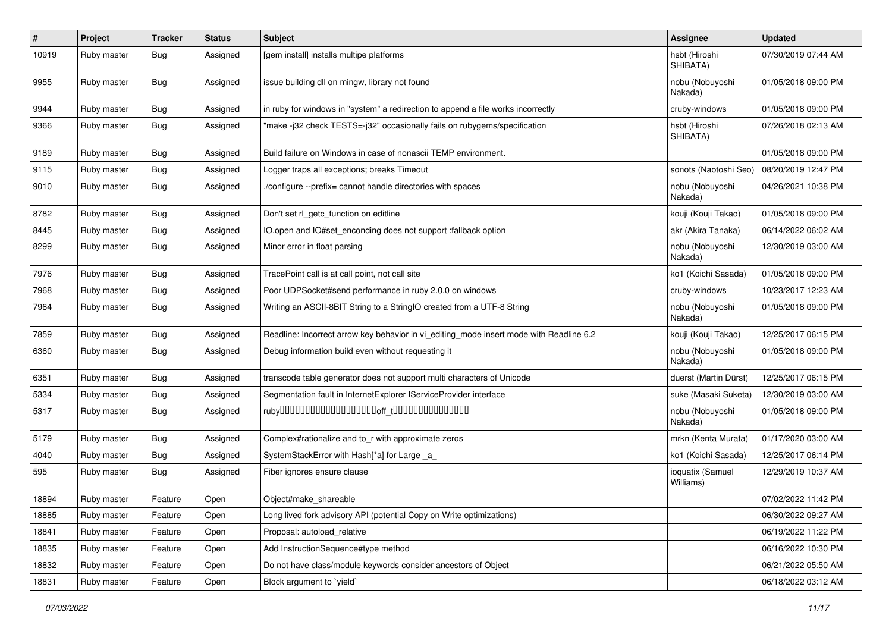| # | Project | Tracker | Status | Subject | Assignee | Updated |
|---|---|---|---|---|---|---|
| 10919 | Ruby master | Bug | Assigned | [gem install] installs multipe platforms | hsbt (Hiroshi SHIBATA) | 07/30/2019 07:44 AM |
| 9955 | Ruby master | Bug | Assigned | issue building dll on mingw, library not found | nobu (Nobuyoshi Nakada) | 01/05/2018 09:00 PM |
| 9944 | Ruby master | Bug | Assigned | in ruby for windows in "system" a redirection to append a file works incorrectly | cruby-windows | 01/05/2018 09:00 PM |
| 9366 | Ruby master | Bug | Assigned | "make -j32 check TESTS=-j32" occasionally fails on rubygems/specification | hsbt (Hiroshi SHIBATA) | 07/26/2018 02:13 AM |
| 9189 | Ruby master | Bug | Assigned | Build failure on Windows in case of nonascii TEMP environment. | | 01/05/2018 09:00 PM |
| 9115 | Ruby master | Bug | Assigned | Logger traps all exceptions; breaks Timeout | sonots (Naotoshi Seo) | 08/20/2019 12:47 PM |
| 9010 | Ruby master | Bug | Assigned | ./configure --prefix= cannot handle directories with spaces | nobu (Nobuyoshi Nakada) | 04/26/2021 10:38 PM |
| 8782 | Ruby master | Bug | Assigned | Don't set rl_getc_function on editline | kouji (Kouji Takao) | 01/05/2018 09:00 PM |
| 8445 | Ruby master | Bug | Assigned | IO.open and IO#set_enconding does not support :fallback option | akr (Akira Tanaka) | 06/14/2022 06:02 AM |
| 8299 | Ruby master | Bug | Assigned | Minor error in float parsing | nobu (Nobuyoshi Nakada) | 12/30/2019 03:00 AM |
| 7976 | Ruby master | Bug | Assigned | TracePoint call is at call point, not call site | ko1 (Koichi Sasada) | 01/05/2018 09:00 PM |
| 7968 | Ruby master | Bug | Assigned | Poor UDPSocket#send performance in ruby 2.0.0 on windows | cruby-windows | 10/23/2017 12:23 AM |
| 7964 | Ruby master | Bug | Assigned | Writing an ASCII-8BIT String to a StringIO created from a UTF-8 String | nobu (Nobuyoshi Nakada) | 01/05/2018 09:00 PM |
| 7859 | Ruby master | Bug | Assigned | Readline: Incorrect arrow key behavior in vi_editing_mode insert mode with Readline 6.2 | kouji (Kouji Takao) | 12/25/2017 06:15 PM |
| 6360 | Ruby master | Bug | Assigned | Debug information build even without requesting it | nobu (Nobuyoshi Nakada) | 01/05/2018 09:00 PM |
| 6351 | Ruby master | Bug | Assigned | transcode table generator does not support multi characters of Unicode | duerst (Martin Dürst) | 12/25/2017 06:15 PM |
| 5334 | Ruby master | Bug | Assigned | Segmentation fault in InternetExplorer IServiceProvider interface | suke (Masaki Suketa) | 12/30/2019 03:00 AM |
| 5317 | Ruby master | Bug | Assigned | ruby□□□□□□□□□□□□□□□□□□□□off_t□□□□□□□□□□□□□□□ | nobu (Nobuyoshi Nakada) | 01/05/2018 09:00 PM |
| 5179 | Ruby master | Bug | Assigned | Complex#rationalize and to_r with approximate zeros | mrkn (Kenta Murata) | 01/17/2020 03:00 AM |
| 4040 | Ruby master | Bug | Assigned | SystemStackError with Hash[*a] for Large _a_ | ko1 (Koichi Sasada) | 12/25/2017 06:14 PM |
| 595 | Ruby master | Bug | Assigned | Fiber ignores ensure clause | ioquatix (Samuel Williams) | 12/29/2019 10:37 AM |
| 18894 | Ruby master | Feature | Open | Object#make_shareable | | 07/02/2022 11:42 PM |
| 18885 | Ruby master | Feature | Open | Long lived fork advisory API (potential Copy on Write optimizations) | | 06/30/2022 09:27 AM |
| 18841 | Ruby master | Feature | Open | Proposal: autoload_relative | | 06/19/2022 11:22 PM |
| 18835 | Ruby master | Feature | Open | Add InstructionSequence#type method | | 06/16/2022 10:30 PM |
| 18832 | Ruby master | Feature | Open | Do not have class/module keywords consider ancestors of Object | | 06/21/2022 05:50 AM |
| 18831 | Ruby master | Feature | Open | Block argument to `yield` | | 06/18/2022 03:12 AM |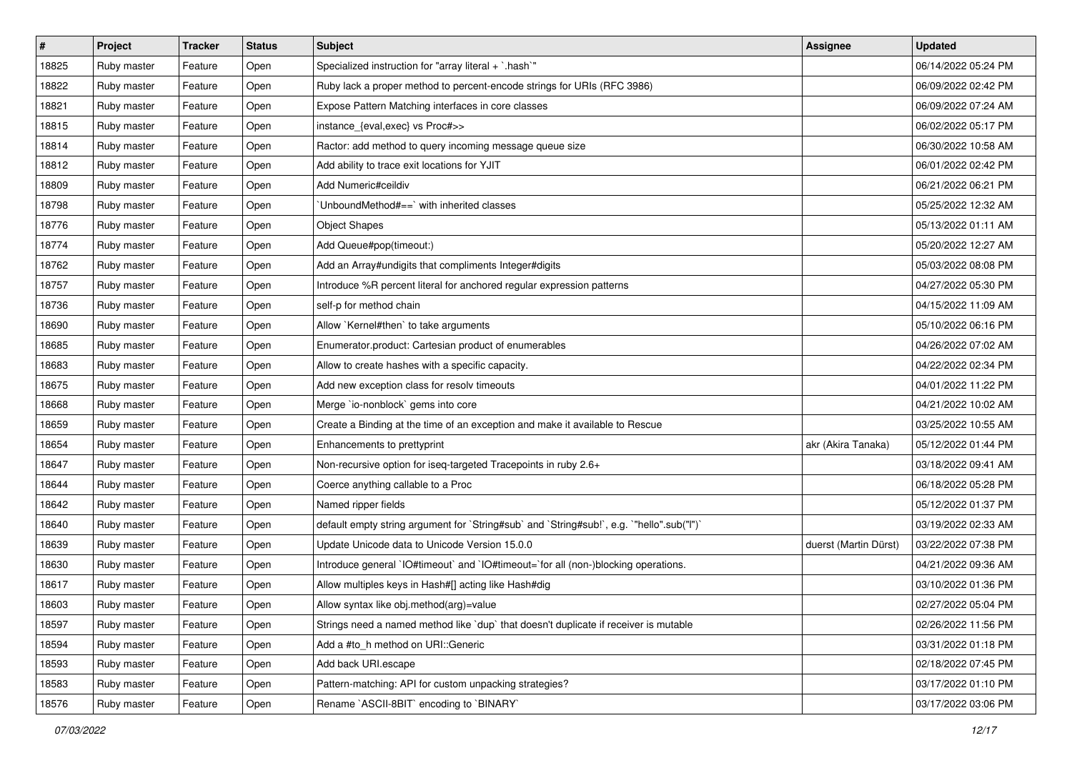| # | Project | Tracker | Status | Subject | Assignee | Updated |
|---|---|---|---|---|---|---|
| 18825 | Ruby master | Feature | Open | Specialized instruction for "array literal + `.hash`" | | 06/14/2022 05:24 PM |
| 18822 | Ruby master | Feature | Open | Ruby lack a proper method to percent-encode strings for URIs (RFC 3986) | | 06/09/2022 02:42 PM |
| 18821 | Ruby master | Feature | Open | Expose Pattern Matching interfaces in core classes | | 06/09/2022 07:24 AM |
| 18815 | Ruby master | Feature | Open | instance_{eval,exec} vs Proc#>> | | 06/02/2022 05:17 PM |
| 18814 | Ruby master | Feature | Open | Ractor: add method to query incoming message queue size | | 06/30/2022 10:58 AM |
| 18812 | Ruby master | Feature | Open | Add ability to trace exit locations for YJIT | | 06/01/2022 02:42 PM |
| 18809 | Ruby master | Feature | Open | Add Numeric#ceildiv | | 06/21/2022 06:21 PM |
| 18798 | Ruby master | Feature | Open | `UnboundMethod#==` with inherited classes | | 05/25/2022 12:32 AM |
| 18776 | Ruby master | Feature | Open | Object Shapes | | 05/13/2022 01:11 AM |
| 18774 | Ruby master | Feature | Open | Add Queue#pop(timeout:) | | 05/20/2022 12:27 AM |
| 18762 | Ruby master | Feature | Open | Add an Array#undigits that compliments Integer#digits | | 05/03/2022 08:08 PM |
| 18757 | Ruby master | Feature | Open | Introduce %R percent literal for anchored regular expression patterns | | 04/27/2022 05:30 PM |
| 18736 | Ruby master | Feature | Open | self-p for method chain | | 04/15/2022 11:09 AM |
| 18690 | Ruby master | Feature | Open | Allow `Kernel#then` to take arguments | | 05/10/2022 06:16 PM |
| 18685 | Ruby master | Feature | Open | Enumerator.product: Cartesian product of enumerables | | 04/26/2022 07:02 AM |
| 18683 | Ruby master | Feature | Open | Allow to create hashes with a specific capacity. | | 04/22/2022 02:34 PM |
| 18675 | Ruby master | Feature | Open | Add new exception class for resolv timeouts | | 04/01/2022 11:22 PM |
| 18668 | Ruby master | Feature | Open | Merge `io-nonblock` gems into core | | 04/21/2022 10:02 AM |
| 18659 | Ruby master | Feature | Open | Create a Binding at the time of an exception and make it available to Rescue | | 03/25/2022 10:55 AM |
| 18654 | Ruby master | Feature | Open | Enhancements to prettyprint | akr (Akira Tanaka) | 05/12/2022 01:44 PM |
| 18647 | Ruby master | Feature | Open | Non-recursive option for iseq-targeted Tracepoints in ruby 2.6+ | | 03/18/2022 09:41 AM |
| 18644 | Ruby master | Feature | Open | Coerce anything callable to a Proc | | 06/18/2022 05:28 PM |
| 18642 | Ruby master | Feature | Open | Named ripper fields | | 05/12/2022 01:37 PM |
| 18640 | Ruby master | Feature | Open | default empty string argument for `String#sub` and `String#sub!`, e.g. `"hello".sub("l")` | | 03/19/2022 02:33 AM |
| 18639 | Ruby master | Feature | Open | Update Unicode data to Unicode Version 15.0.0 | duerst (Martin Dürst) | 03/22/2022 07:38 PM |
| 18630 | Ruby master | Feature | Open | Introduce general `IO#timeout` and `IO#timeout=`for all (non-)blocking operations. | | 04/21/2022 09:36 AM |
| 18617 | Ruby master | Feature | Open | Allow multiples keys in Hash#[] acting like Hash#dig | | 03/10/2022 01:36 PM |
| 18603 | Ruby master | Feature | Open | Allow syntax like obj.method(arg)=value | | 02/27/2022 05:04 PM |
| 18597 | Ruby master | Feature | Open | Strings need a named method like `dup` that doesn't duplicate if receiver is mutable | | 02/26/2022 11:56 PM |
| 18594 | Ruby master | Feature | Open | Add a #to_h method on URI::Generic | | 03/31/2022 01:18 PM |
| 18593 | Ruby master | Feature | Open | Add back URI.escape | | 02/18/2022 07:45 PM |
| 18583 | Ruby master | Feature | Open | Pattern-matching: API for custom unpacking strategies? | | 03/17/2022 01:10 PM |
| 18576 | Ruby master | Feature | Open | Rename `ASCII-8BIT` encoding to `BINARY` | | 03/17/2022 03:06 PM |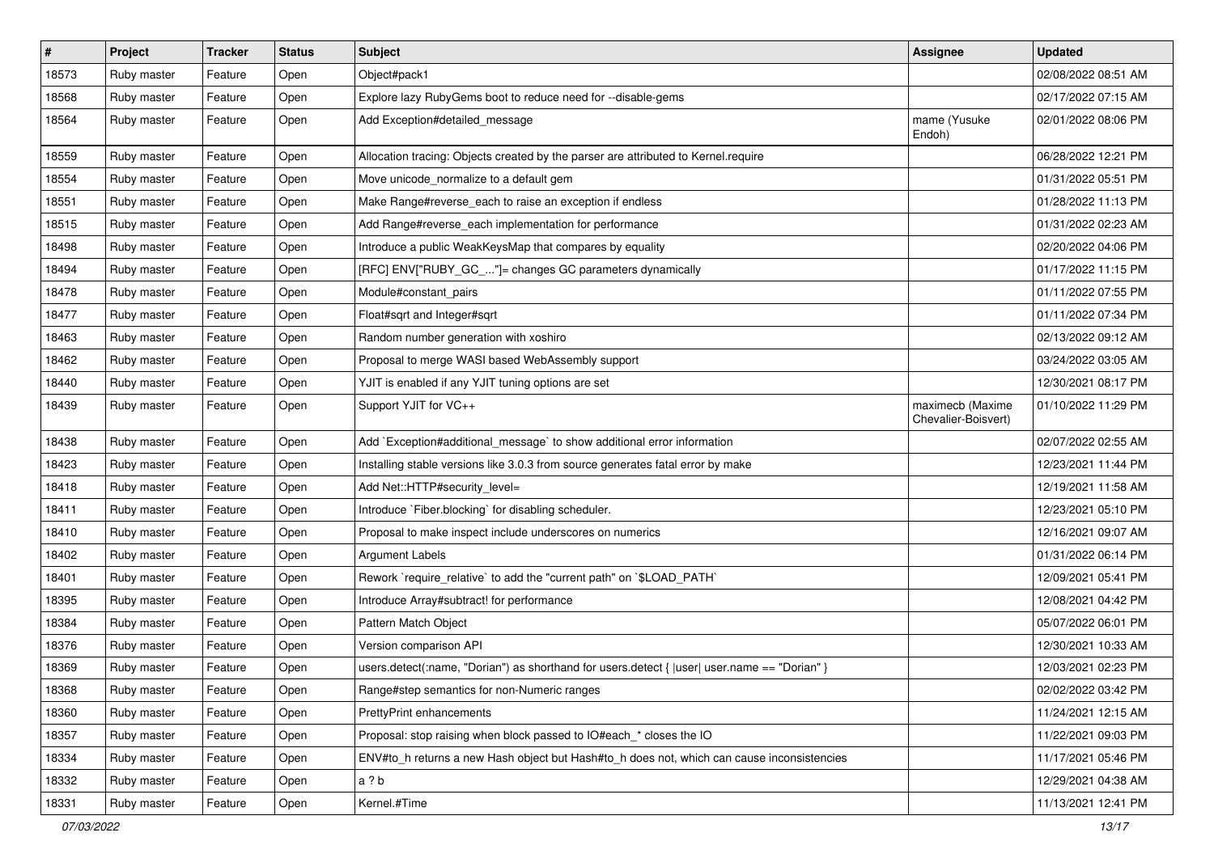| # | Project | Tracker | Status | Subject | Assignee | Updated |
|---|---|---|---|---|---|---|
| 18573 | Ruby master | Feature | Open | Object#pack1 | | 02/08/2022 08:51 AM |
| 18568 | Ruby master | Feature | Open | Explore lazy RubyGems boot to reduce need for --disable-gems | | 02/17/2022 07:15 AM |
| 18564 | Ruby master | Feature | Open | Add Exception#detailed_message | mame (Yusuke Endoh) | 02/01/2022 08:06 PM |
| 18559 | Ruby master | Feature | Open | Allocation tracing: Objects created by the parser are attributed to Kernel.require | | 06/28/2022 12:21 PM |
| 18554 | Ruby master | Feature | Open | Move unicode_normalize to a default gem | | 01/31/2022 05:51 PM |
| 18551 | Ruby master | Feature | Open | Make Range#reverse_each to raise an exception if endless | | 01/28/2022 11:13 PM |
| 18515 | Ruby master | Feature | Open | Add Range#reverse_each implementation for performance | | 01/31/2022 02:23 AM |
| 18498 | Ruby master | Feature | Open | Introduce a public WeakKeysMap that compares by equality | | 02/20/2022 04:06 PM |
| 18494 | Ruby master | Feature | Open | [RFC] ENV["RUBY_GC_..."]= changes GC parameters dynamically | | 01/17/2022 11:15 PM |
| 18478 | Ruby master | Feature | Open | Module#constant_pairs | | 01/11/2022 07:55 PM |
| 18477 | Ruby master | Feature | Open | Float#sqrt and Integer#sqrt | | 01/11/2022 07:34 PM |
| 18463 | Ruby master | Feature | Open | Random number generation with xoshiro | | 02/13/2022 09:12 AM |
| 18462 | Ruby master | Feature | Open | Proposal to merge WASI based WebAssembly support | | 03/24/2022 03:05 AM |
| 18440 | Ruby master | Feature | Open | YJIT is enabled if any YJIT tuning options are set | | 12/30/2021 08:17 PM |
| 18439 | Ruby master | Feature | Open | Support YJIT for VC++ | maximecb (Maxime Chevalier-Boisvert) | 01/10/2022 11:29 PM |
| 18438 | Ruby master | Feature | Open | Add `Exception#additional_message` to show additional error information | | 02/07/2022 02:55 AM |
| 18423 | Ruby master | Feature | Open | Installing stable versions like 3.0.3 from source generates fatal error by make | | 12/23/2021 11:44 PM |
| 18418 | Ruby master | Feature | Open | Add Net::HTTP#security_level= | | 12/19/2021 11:58 AM |
| 18411 | Ruby master | Feature | Open | Introduce `Fiber.blocking` for disabling scheduler. | | 12/23/2021 05:10 PM |
| 18410 | Ruby master | Feature | Open | Proposal to make inspect include underscores on numerics | | 12/16/2021 09:07 AM |
| 18402 | Ruby master | Feature | Open | Argument Labels | | 01/31/2022 06:14 PM |
| 18401 | Ruby master | Feature | Open | Rework `require_relative` to add the "current path" on `$LOAD_PATH` | | 12/09/2021 05:41 PM |
| 18395 | Ruby master | Feature | Open | Introduce Array#subtract! for performance | | 12/08/2021 04:42 PM |
| 18384 | Ruby master | Feature | Open | Pattern Match Object | | 05/07/2022 06:01 PM |
| 18376 | Ruby master | Feature | Open | Version comparison API | | 12/30/2021 10:33 AM |
| 18369 | Ruby master | Feature | Open | users.detect(:name, "Dorian") as shorthand for users.detect { \|user\| user.name == "Dorian" } | | 12/03/2021 02:23 PM |
| 18368 | Ruby master | Feature | Open | Range#step semantics for non-Numeric ranges | | 02/02/2022 03:42 PM |
| 18360 | Ruby master | Feature | Open | PrettyPrint enhancements | | 11/24/2021 12:15 AM |
| 18357 | Ruby master | Feature | Open | Proposal: stop raising when block passed to IO#each_* closes the IO | | 11/22/2021 09:03 PM |
| 18334 | Ruby master | Feature | Open | ENV#to_h returns a new Hash object but Hash#to_h does not, which can cause inconsistencies | | 11/17/2021 05:46 PM |
| 18332 | Ruby master | Feature | Open | a ? b | | 12/29/2021 04:38 AM |
| 18331 | Ruby master | Feature | Open | Kernel.#Time | | 11/13/2021 12:41 PM |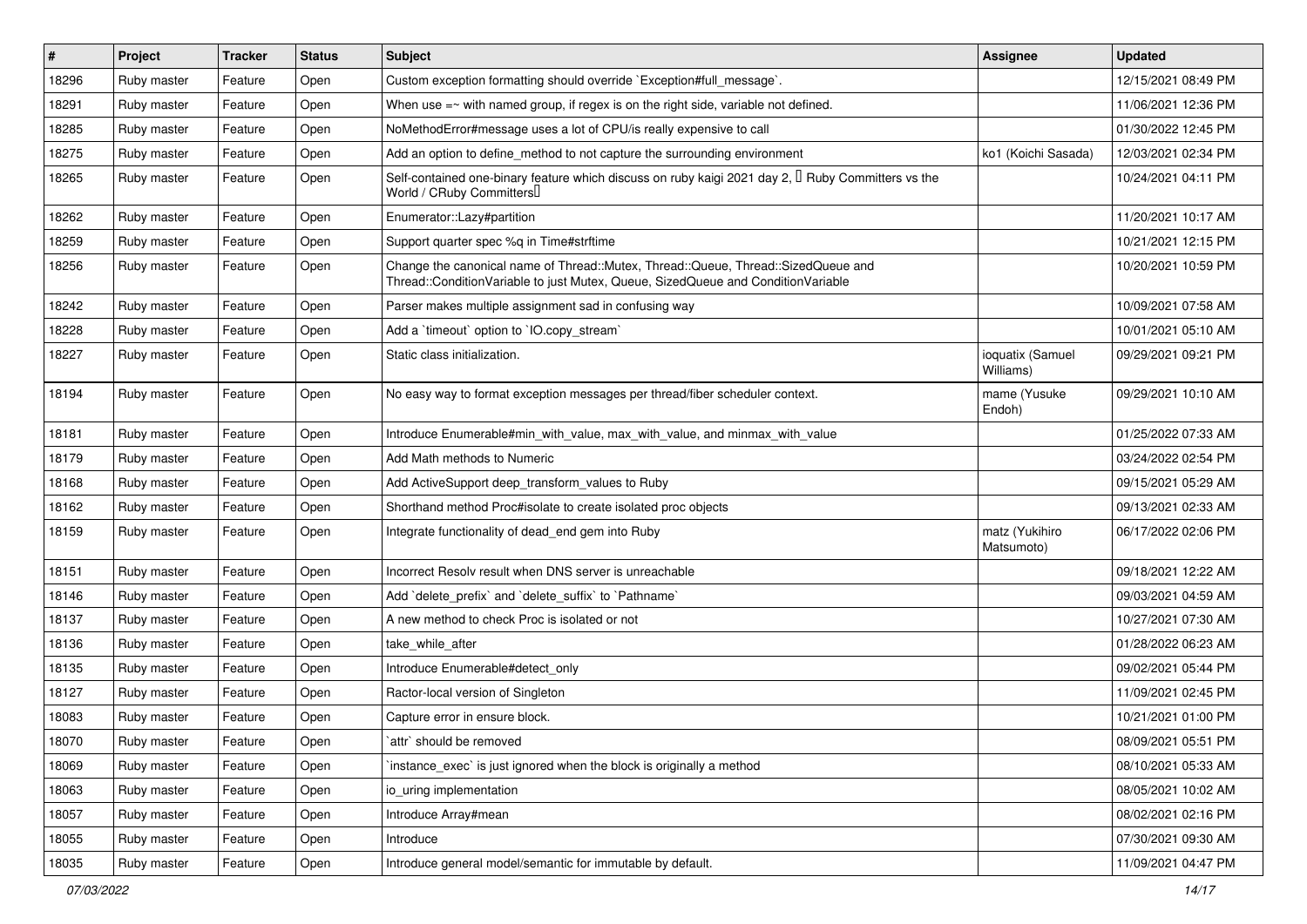| # | Project | Tracker | Status | Subject | Assignee | Updated |
|---|---|---|---|---|---|---|
| 18296 | Ruby master | Feature | Open | Custom exception formatting should override `Exception#full_message`. | | 12/15/2021 08:49 PM |
| 18291 | Ruby master | Feature | Open | When use =~ with named group, if regex is on the right side, variable not defined. | | 11/06/2021 12:36 PM |
| 18285 | Ruby master | Feature | Open | NoMethodError#message uses a lot of CPU/is really expensive to call | | 01/30/2022 12:45 PM |
| 18275 | Ruby master | Feature | Open | Add an option to define_method to not capture the surrounding environment | ko1 (Koichi Sasada) | 12/03/2021 02:34 PM |
| 18265 | Ruby master | Feature | Open | Self-contained one-binary feature which discuss on ruby kaigi 2021 day 2, 「Ruby Committers vs the World / CRuby Committers」 | | 10/24/2021 04:11 PM |
| 18262 | Ruby master | Feature | Open | Enumerator::Lazy#partition | | 11/20/2021 10:17 AM |
| 18259 | Ruby master | Feature | Open | Support quarter spec %q in Time#strftime | | 10/21/2021 12:15 PM |
| 18256 | Ruby master | Feature | Open | Change the canonical name of Thread::Mutex, Thread::Queue, Thread::SizedQueue and Thread::ConditionVariable to just Mutex, Queue, SizedQueue and ConditionVariable | | 10/20/2021 10:59 PM |
| 18242 | Ruby master | Feature | Open | Parser makes multiple assignment sad in confusing way | | 10/09/2021 07:58 AM |
| 18228 | Ruby master | Feature | Open | Add a `timeout` option to `IO.copy_stream` | | 10/01/2021 05:10 AM |
| 18227 | Ruby master | Feature | Open | Static class initialization. | ioquatix (Samuel Williams) | 09/29/2021 09:21 PM |
| 18194 | Ruby master | Feature | Open | No easy way to format exception messages per thread/fiber scheduler context. | mame (Yusuke Endoh) | 09/29/2021 10:10 AM |
| 18181 | Ruby master | Feature | Open | Introduce Enumerable#min_with_value, max_with_value, and minmax_with_value | | 01/25/2022 07:33 AM |
| 18179 | Ruby master | Feature | Open | Add Math methods to Numeric | | 03/24/2022 02:54 PM |
| 18168 | Ruby master | Feature | Open | Add ActiveSupport deep_transform_values to Ruby | | 09/15/2021 05:29 AM |
| 18162 | Ruby master | Feature | Open | Shorthand method Proc#isolate to create isolated proc objects | | 09/13/2021 02:33 AM |
| 18159 | Ruby master | Feature | Open | Integrate functionality of dead_end gem into Ruby | matz (Yukihiro Matsumoto) | 06/17/2022 02:06 PM |
| 18151 | Ruby master | Feature | Open | Incorrect Resolv result when DNS server is unreachable | | 09/18/2021 12:22 AM |
| 18146 | Ruby master | Feature | Open | Add `delete_prefix` and `delete_suffix` to `Pathname` | | 09/03/2021 04:59 AM |
| 18137 | Ruby master | Feature | Open | A new method to check Proc is isolated or not | | 10/27/2021 07:30 AM |
| 18136 | Ruby master | Feature | Open | take_while_after | | 01/28/2022 06:23 AM |
| 18135 | Ruby master | Feature | Open | Introduce Enumerable#detect_only | | 09/02/2021 05:44 PM |
| 18127 | Ruby master | Feature | Open | Ractor-local version of Singleton | | 11/09/2021 02:45 PM |
| 18083 | Ruby master | Feature | Open | Capture error in ensure block. | | 10/21/2021 01:00 PM |
| 18070 | Ruby master | Feature | Open | `attr` should be removed | | 08/09/2021 05:51 PM |
| 18069 | Ruby master | Feature | Open | `instance_exec` is just ignored when the block is originally a method | | 08/10/2021 05:33 AM |
| 18063 | Ruby master | Feature | Open | io_uring implementation | | 08/05/2021 10:02 AM |
| 18057 | Ruby master | Feature | Open | Introduce Array#mean | | 08/02/2021 02:16 PM |
| 18055 | Ruby master | Feature | Open | Introduce | | 07/30/2021 09:30 AM |
| 18035 | Ruby master | Feature | Open | Introduce general model/semantic for immutable by default. | | 11/09/2021 04:47 PM |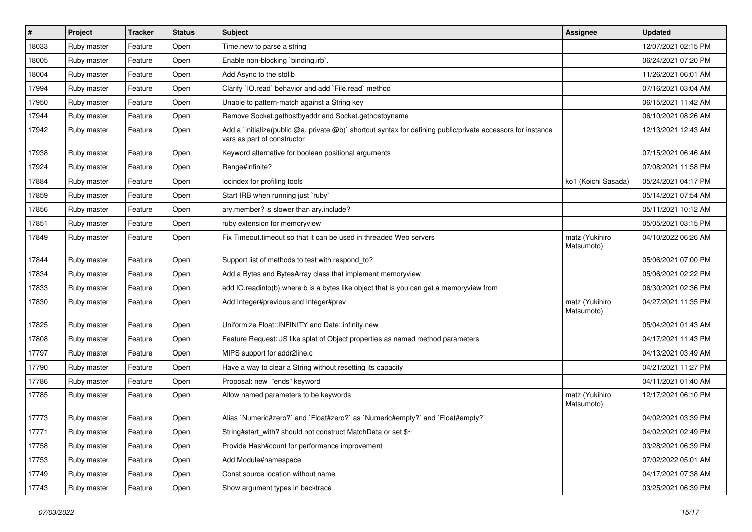| # | Project | Tracker | Status | Subject | Assignee | Updated |
| --- | --- | --- | --- | --- | --- | --- |
| 18033 | Ruby master | Feature | Open | Time.new to parse a string | | 12/07/2021 02:15 PM |
| 18005 | Ruby master | Feature | Open | Enable non-blocking `binding.irb`. | | 06/24/2021 07:20 PM |
| 18004 | Ruby master | Feature | Open | Add Async to the stdlib | | 11/26/2021 06:01 AM |
| 17994 | Ruby master | Feature | Open | Clarify `IO.read` behavior and add `File.read` method | | 07/16/2021 03:04 AM |
| 17950 | Ruby master | Feature | Open | Unable to pattern-match against a String key | | 06/15/2021 11:42 AM |
| 17944 | Ruby master | Feature | Open | Remove Socket.gethostbyaddr and Socket.gethostbyname | | 06/10/2021 08:26 AM |
| 17942 | Ruby master | Feature | Open | Add a `initialize(public @a, private @b)` shortcut syntax for defining public/private accessors for instance vars as part of constructor | | 12/13/2021 12:43 AM |
| 17938 | Ruby master | Feature | Open | Keyword alternative for boolean positional arguments | | 07/15/2021 06:46 AM |
| 17924 | Ruby master | Feature | Open | Range#infinite? | | 07/08/2021 11:58 PM |
| 17884 | Ruby master | Feature | Open | locindex for profiling tools | ko1 (Koichi Sasada) | 05/24/2021 04:17 PM |
| 17859 | Ruby master | Feature | Open | Start IRB when running just `ruby` | | 05/14/2021 07:54 AM |
| 17856 | Ruby master | Feature | Open | ary.member? is slower than ary.include? | | 05/11/2021 10:12 AM |
| 17851 | Ruby master | Feature | Open | ruby extension for memoryview | | 05/05/2021 03:15 PM |
| 17849 | Ruby master | Feature | Open | Fix Timeout.timeout so that it can be used in threaded Web servers | matz (Yukihiro Matsumoto) | 04/10/2022 06:26 AM |
| 17844 | Ruby master | Feature | Open | Support list of methods to test with respond_to? | | 05/06/2021 07:00 PM |
| 17834 | Ruby master | Feature | Open | Add a Bytes and BytesArray class that implement memoryview | | 05/06/2021 02:22 PM |
| 17833 | Ruby master | Feature | Open | add IO.readinto(b) where b is a bytes like object that is you can get a memoryview from | | 06/30/2021 02:36 PM |
| 17830 | Ruby master | Feature | Open | Add Integer#previous and Integer#prev | matz (Yukihiro Matsumoto) | 04/27/2021 11:35 PM |
| 17825 | Ruby master | Feature | Open | Uniformize Float::INFINITY and Date::infinity.new | | 05/04/2021 01:43 AM |
| 17808 | Ruby master | Feature | Open | Feature Request: JS like splat of Object properties as named method parameters | | 04/17/2021 11:43 PM |
| 17797 | Ruby master | Feature | Open | MIPS support for addr2line.c | | 04/13/2021 03:49 AM |
| 17790 | Ruby master | Feature | Open | Have a way to clear a String without resetting its capacity | | 04/21/2021 11:27 PM |
| 17786 | Ruby master | Feature | Open | Proposal: new "ends" keyword | | 04/11/2021 01:40 AM |
| 17785 | Ruby master | Feature | Open | Allow named parameters to be keywords | matz (Yukihiro Matsumoto) | 12/17/2021 06:10 PM |
| 17773 | Ruby master | Feature | Open | Alias `Numeric#zero?` and `Float#zero?` as `Numeric#empty?` and `Float#empty?` | | 04/02/2021 03:39 PM |
| 17771 | Ruby master | Feature | Open | String#start_with? should not construct MatchData or set $~ | | 04/02/2021 02:49 PM |
| 17758 | Ruby master | Feature | Open | Provide Hash#count for performance improvement | | 03/28/2021 06:39 PM |
| 17753 | Ruby master | Feature | Open | Add Module#namespace | | 07/02/2022 05:01 AM |
| 17749 | Ruby master | Feature | Open | Const source location without name | | 04/17/2021 07:38 AM |
| 17743 | Ruby master | Feature | Open | Show argument types in backtrace | | 03/25/2021 06:39 PM |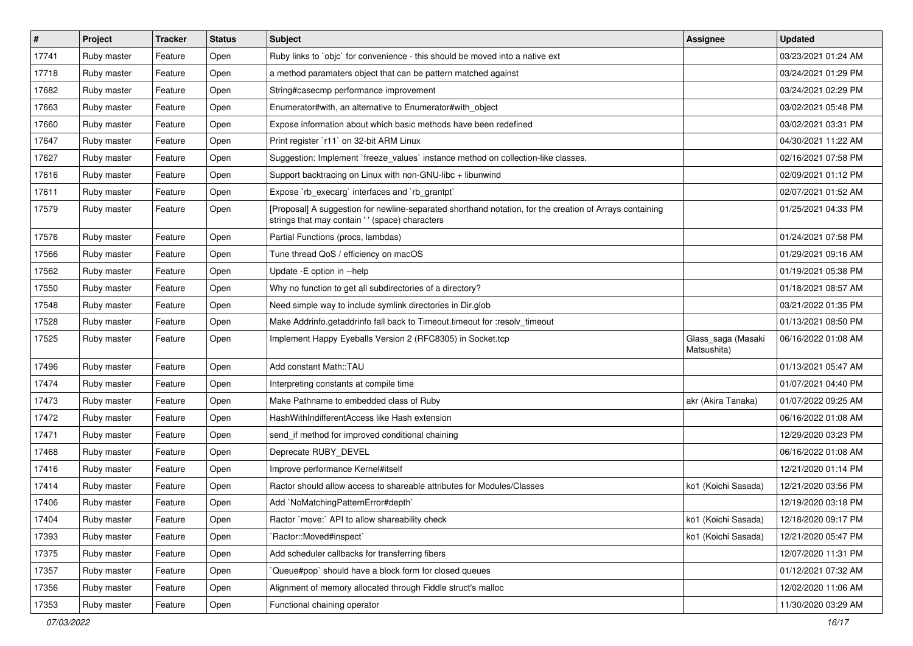| # | Project | Tracker | Status | Subject | Assignee | Updated |
|---|---|---|---|---|---|---|
| 17741 | Ruby master | Feature | Open | Ruby links to `objc` for convenience - this should be moved into a native ext | | 03/23/2021 01:24 AM |
| 17718 | Ruby master | Feature | Open | a method paramaters object that can be pattern matched against | | 03/24/2021 01:29 PM |
| 17682 | Ruby master | Feature | Open | String#casecmp performance improvement | | 03/24/2021 02:29 PM |
| 17663 | Ruby master | Feature | Open | Enumerator#with, an alternative to Enumerator#with_object | | 03/02/2021 05:48 PM |
| 17660 | Ruby master | Feature | Open | Expose information about which basic methods have been redefined | | 03/02/2021 03:31 PM |
| 17647 | Ruby master | Feature | Open | Print register `r11` on 32-bit ARM Linux | | 04/30/2021 11:22 AM |
| 17627 | Ruby master | Feature | Open | Suggestion: Implement `freeze_values` instance method on collection-like classes. | | 02/16/2021 07:58 PM |
| 17616 | Ruby master | Feature | Open | Support backtracing on Linux with non-GNU-libc + libunwind | | 02/09/2021 01:12 PM |
| 17611 | Ruby master | Feature | Open | Expose `rb_execarg` interfaces and `rb_grantpt` | | 02/07/2021 01:52 AM |
| 17579 | Ruby master | Feature | Open | [Proposal] A suggestion for newline-separated shorthand notation, for the creation of Arrays containing strings that may contain ' ' (space) characters | | 01/25/2021 04:33 PM |
| 17576 | Ruby master | Feature | Open | Partial Functions (procs, lambdas) | | 01/24/2021 07:58 PM |
| 17566 | Ruby master | Feature | Open | Tune thread QoS / efficiency on macOS | | 01/29/2021 09:16 AM |
| 17562 | Ruby master | Feature | Open | Update -E option in --help | | 01/19/2021 05:38 PM |
| 17550 | Ruby master | Feature | Open | Why no function to get all subdirectories of a directory? | | 01/18/2021 08:57 AM |
| 17548 | Ruby master | Feature | Open | Need simple way to include symlink directories in Dir.glob | | 03/21/2022 01:35 PM |
| 17528 | Ruby master | Feature | Open | Make Addrinfo.getaddrinfo fall back to Timeout.timeout for :resolv_timeout | | 01/13/2021 08:50 PM |
| 17525 | Ruby master | Feature | Open | Implement Happy Eyeballs Version 2 (RFC8305) in Socket.tcp | Glass_saga (Masaki Matsushita) | 06/16/2022 01:08 AM |
| 17496 | Ruby master | Feature | Open | Add constant Math::TAU | | 01/13/2021 05:47 AM |
| 17474 | Ruby master | Feature | Open | Interpreting constants at compile time | | 01/07/2021 04:40 PM |
| 17473 | Ruby master | Feature | Open | Make Pathname to embedded class of Ruby | akr (Akira Tanaka) | 01/07/2022 09:25 AM |
| 17472 | Ruby master | Feature | Open | HashWithIndifferentAccess like Hash extension | | 06/16/2022 01:08 AM |
| 17471 | Ruby master | Feature | Open | send_if method for improved conditional chaining | | 12/29/2020 03:23 PM |
| 17468 | Ruby master | Feature | Open | Deprecate RUBY_DEVEL | | 06/16/2022 01:08 AM |
| 17416 | Ruby master | Feature | Open | Improve performance Kernel#itself | | 12/21/2020 01:14 PM |
| 17414 | Ruby master | Feature | Open | Ractor should allow access to shareable attributes for Modules/Classes | ko1 (Koichi Sasada) | 12/21/2020 03:56 PM |
| 17406 | Ruby master | Feature | Open | Add `NoMatchingPatternError#depth` | | 12/19/2020 03:18 PM |
| 17404 | Ruby master | Feature | Open | Ractor `move:` API to allow shareability check | ko1 (Koichi Sasada) | 12/18/2020 09:17 PM |
| 17393 | Ruby master | Feature | Open | `Ractor::Moved#inspect` | ko1 (Koichi Sasada) | 12/21/2020 05:47 PM |
| 17375 | Ruby master | Feature | Open | Add scheduler callbacks for transferring fibers | | 12/07/2020 11:31 PM |
| 17357 | Ruby master | Feature | Open | `Queue#pop` should have a block form for closed queues | | 01/12/2021 07:32 AM |
| 17356 | Ruby master | Feature | Open | Alignment of memory allocated through Fiddle struct's malloc | | 12/02/2020 11:06 AM |
| 17353 | Ruby master | Feature | Open | Functional chaining operator | | 11/30/2020 03:29 AM |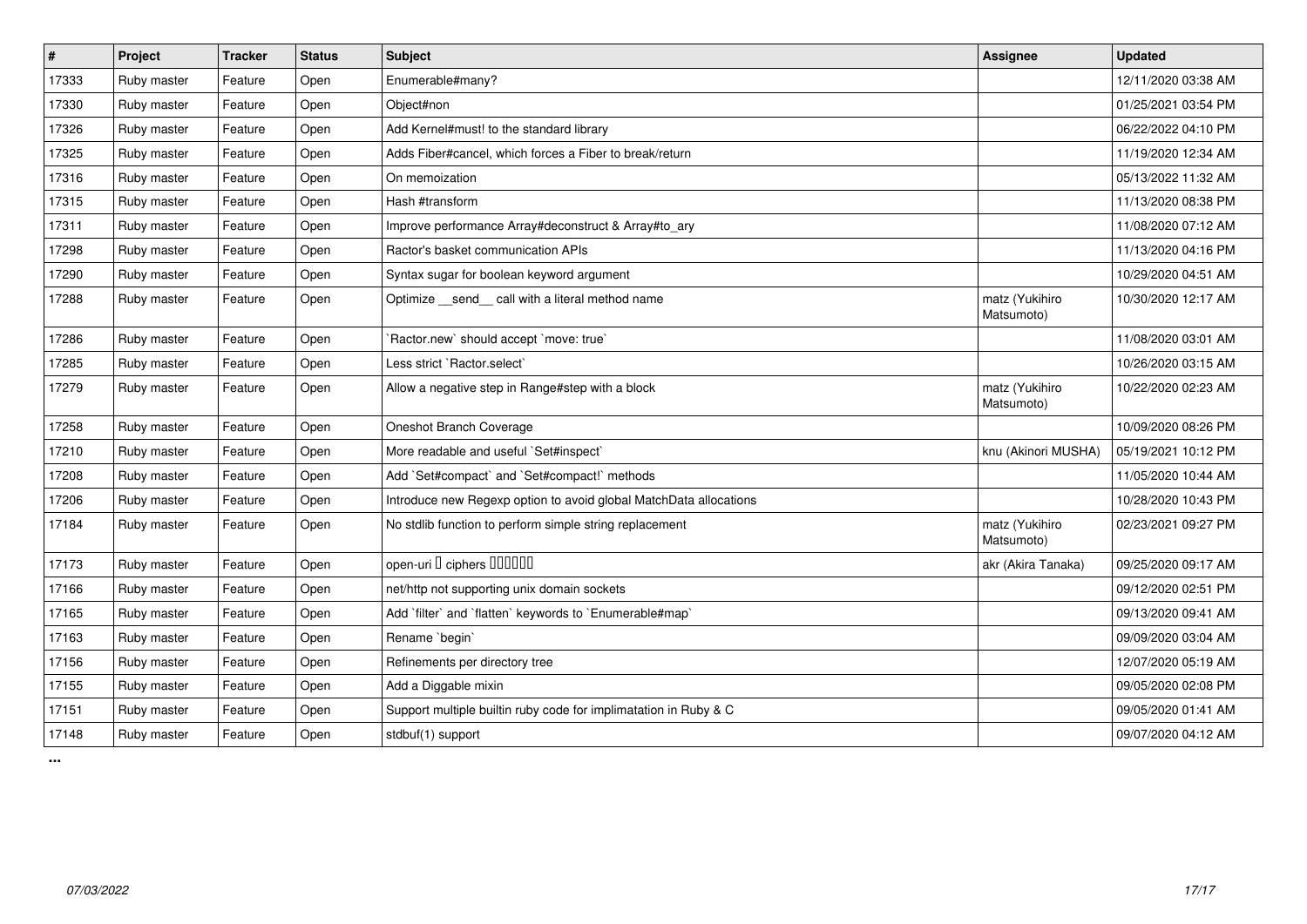| # | Project | Tracker | Status | Subject | Assignee | Updated |
|---|---|---|---|---|---|---|
| 17333 | Ruby master | Feature | Open | Enumerable#many? | | 12/11/2020 03:38 AM |
| 17330 | Ruby master | Feature | Open | Object#non | | 01/25/2021 03:54 PM |
| 17326 | Ruby master | Feature | Open | Add Kernel#must! to the standard library | | 06/22/2022 04:10 PM |
| 17325 | Ruby master | Feature | Open | Adds Fiber#cancel, which forces a Fiber to break/return | | 11/19/2020 12:34 AM |
| 17316 | Ruby master | Feature | Open | On memoization | | 05/13/2022 11:32 AM |
| 17315 | Ruby master | Feature | Open | Hash #transform | | 11/13/2020 08:38 PM |
| 17311 | Ruby master | Feature | Open | Improve performance Array#deconstruct & Array#to_ary | | 11/08/2020 07:12 AM |
| 17298 | Ruby master | Feature | Open | Ractor's basket communication APIs | | 11/13/2020 04:16 PM |
| 17290 | Ruby master | Feature | Open | Syntax sugar for boolean keyword argument | | 10/29/2020 04:51 AM |
| 17288 | Ruby master | Feature | Open | Optimize __send__ call with a literal method name | matz (Yukihiro Matsumoto) | 10/30/2020 12:17 AM |
| 17286 | Ruby master | Feature | Open | `Ractor.new` should accept `move: true` | | 11/08/2020 03:01 AM |
| 17285 | Ruby master | Feature | Open | Less strict `Ractor.select` | | 10/26/2020 03:15 AM |
| 17279 | Ruby master | Feature | Open | Allow a negative step in Range#step with a block | matz (Yukihiro Matsumoto) | 10/22/2020 02:23 AM |
| 17258 | Ruby master | Feature | Open | Oneshot Branch Coverage | | 10/09/2020 08:26 PM |
| 17210 | Ruby master | Feature | Open | More readable and useful `Set#inspect` | knu (Akinori MUSHA) | 05/19/2021 10:12 PM |
| 17208 | Ruby master | Feature | Open | Add `Set#compact` and `Set#compact!` methods | | 11/05/2020 10:44 AM |
| 17206 | Ruby master | Feature | Open | Introduce new Regexp option to avoid global MatchData allocations | | 10/28/2020 10:43 PM |
| 17184 | Ruby master | Feature | Open | No stdlib function to perform simple string replacement | matz (Yukihiro Matsumoto) | 02/23/2021 09:27 PM |
| 17173 | Ruby master | Feature | Open | open-uri 🀆 ciphers 🀆🀆🀆🀆🀆🀆 | akr (Akira Tanaka) | 09/25/2020 09:17 AM |
| 17166 | Ruby master | Feature | Open | net/http not supporting unix domain sockets | | 09/12/2020 02:51 PM |
| 17165 | Ruby master | Feature | Open | Add `filter` and `flatten` keywords to `Enumerable#map` | | 09/13/2020 09:41 AM |
| 17163 | Ruby master | Feature | Open | Rename `begin` | | 09/09/2020 03:04 AM |
| 17156 | Ruby master | Feature | Open | Refinements per directory tree | | 12/07/2020 05:19 AM |
| 17155 | Ruby master | Feature | Open | Add a Diggable mixin | | 09/05/2020 02:08 PM |
| 17151 | Ruby master | Feature | Open | Support multiple builtin ruby code for implimatation in Ruby & C | | 09/05/2020 01:41 AM |
| 17148 | Ruby master | Feature | Open | stdbuf(1) support | | 09/07/2020 04:12 AM |

...